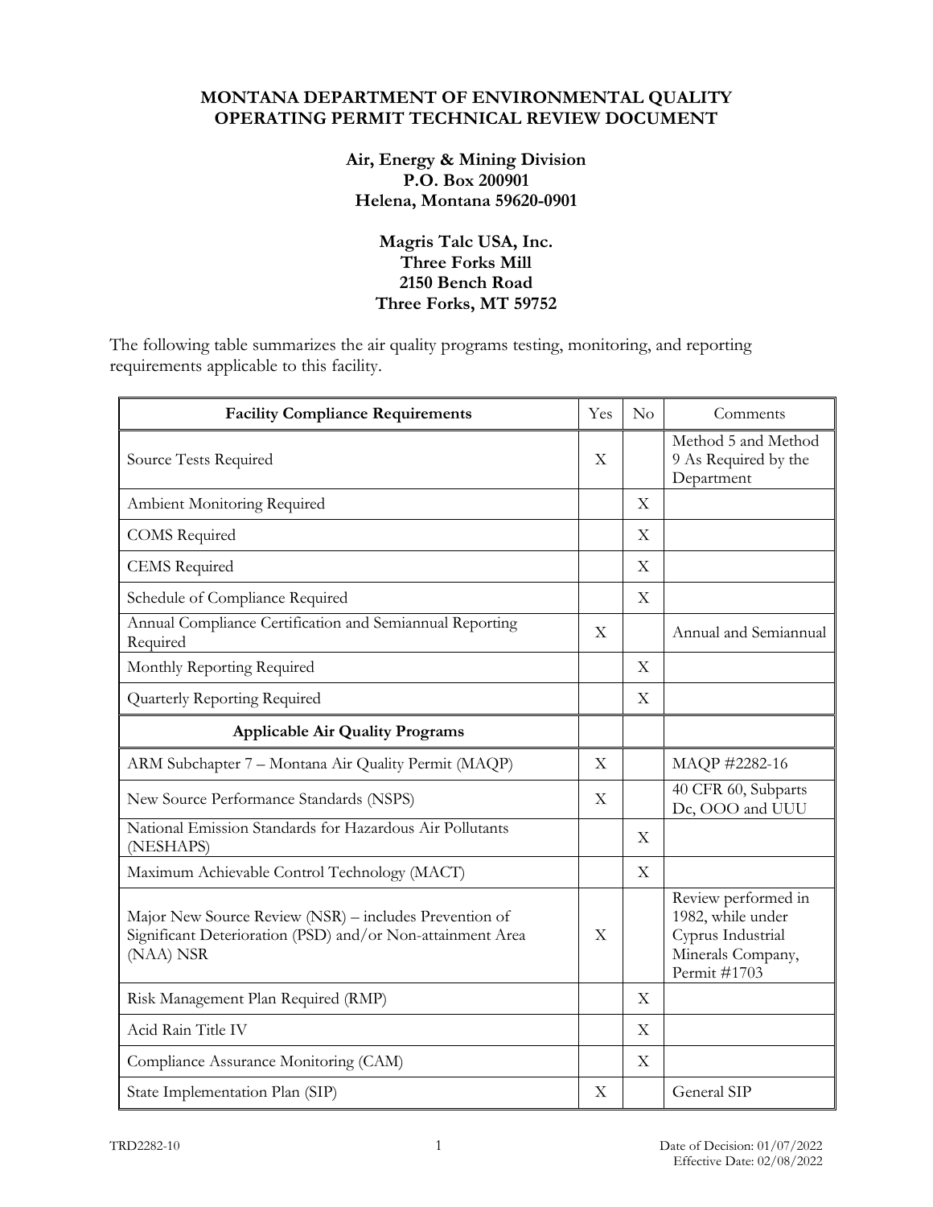**MONTANA DEPARTMENT OF ENVIRONMENTAL QUALITY**
**OPERATING PERMIT TECHNICAL REVIEW DOCUMENT**

**Air, Energy & Mining Division**
**P.O. Box 200901**
**Helena, Montana 59620-0901**

**Magris Talc USA, Inc.**
**Three Forks Mill**
**2150 Bench Road**
**Three Forks, MT 59752**

The following table summarizes the air quality programs testing, monitoring, and reporting requirements applicable to this facility.

| Facility Compliance Requirements | Yes | No | Comments |
|---|---|---|---|
| Source Tests Required | X | | Method 5 and Method 9 As Required by the Department |
| Ambient Monitoring Required | | X | |
| COMS Required | | X | |
| CEMS Required | | X | |
| Schedule of Compliance Required | | X | |
| Annual Compliance Certification and Semiannual Reporting Required | X | | Annual and Semiannual |
| Monthly Reporting Required | | X | |
| Quarterly Reporting Required | | X | |
| **Applicable Air Quality Programs** | | | |
| ARM Subchapter 7 – Montana Air Quality Permit (MAQP) | X | | MAQP #2282-16 |
| New Source Performance Standards (NSPS) | X | | 40 CFR 60, Subparts Dc, OOO and UUU |
| National Emission Standards for Hazardous Air Pollutants (NESHAPS) | | X | |
| Maximum Achievable Control Technology (MACT) | | X | |
| Major New Source Review (NSR) – includes Prevention of Significant Deterioration (PSD) and/or Non-attainment Area (NAA) NSR | X | | Review performed in 1982, while under Cyprus Industrial Minerals Company, Permit #1703 |
| Risk Management Plan Required (RMP) | | X | |
| Acid Rain Title IV | | X | |
| Compliance Assurance Monitoring (CAM) | | X | |
| State Implementation Plan (SIP) | X | | General SIP |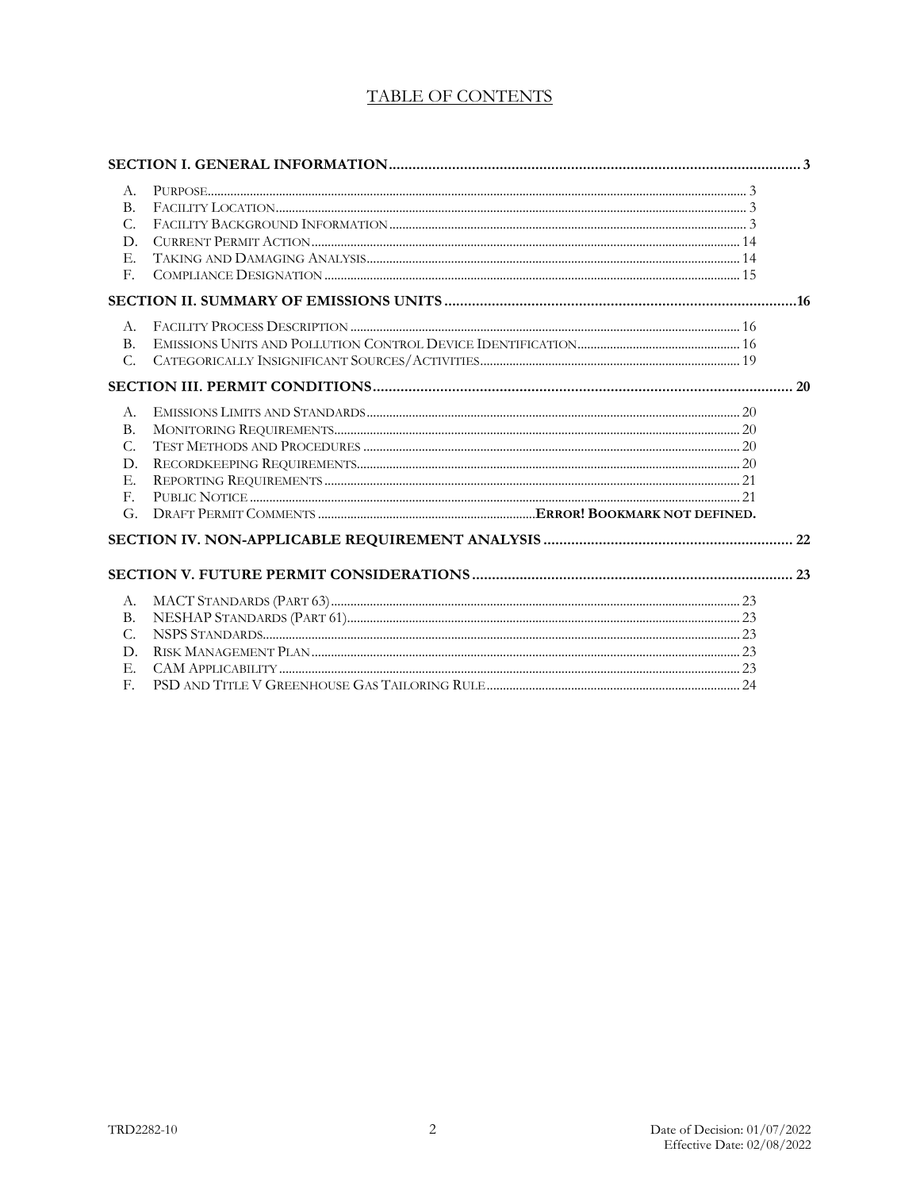## TABLE OF CONTENTS

**SECTION I. GENERAL INFORMATION** ........ 3

- A. Purpose ........ 3
- B. Facility Location ........ 3
- C. Facility Background Information ........ 3
- D. Current Permit Action ........ 14
- E. Taking and Damaging Analysis ........ 14
- F. Compliance Designation ........ 15

**SECTION II. SUMMARY OF EMISSIONS UNITS** ........ 16

- A. Facility Process Description ........ 16
- B. Emissions Units and Pollution Control Device Identification ........ 16
- C. Categorically Insignificant Sources/Activities ........ 19

**SECTION III. PERMIT CONDITIONS** ........ 20

- A. Emissions Limits and Standards ........ 20
- B. Monitoring Requirements ........ 20
- C. Test Methods and Procedures ........ 20
- D. Recordkeeping Requirements ........ 20
- E. Reporting Requirements ........ 21
- F. Public Notice ........ 21
- G. Draft Permit Comments ........ **Error! Bookmark not defined.**

**SECTION IV. NON-APPLICABLE REQUIREMENT ANALYSIS** ........ 22

**SECTION V. FUTURE PERMIT CONSIDERATIONS** ........ 23

- A. MACT Standards (Part 63) ........ 23
- B. NESHAP Standards (Part 61) ........ 23
- C. NSPS Standards ........ 23
- D. Risk Management Plan ........ 23
- E. CAM Applicability ........ 23
- F. PSD and Title V Greenhouse Gas Tailoring Rule ........ 24

TRD2282-10

Date of Decision: 01/07/2022
Effective Date: 02/08/2022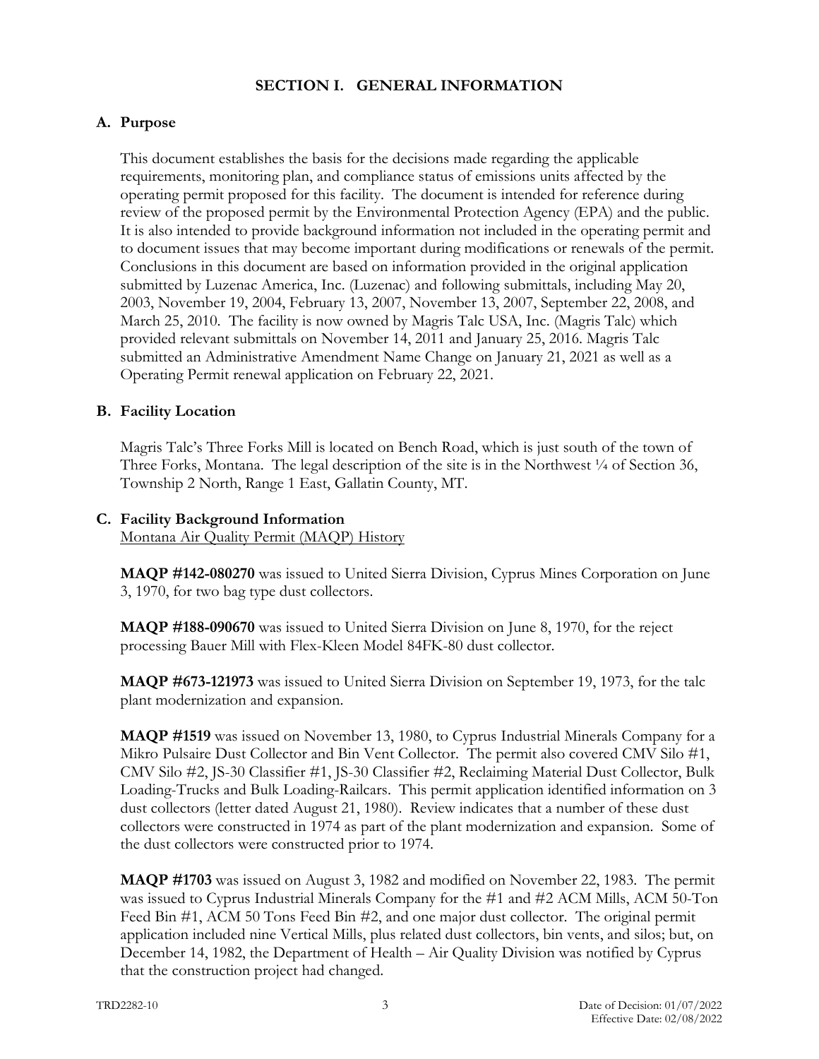## SECTION I. GENERAL INFORMATION

### A. Purpose

This document establishes the basis for the decisions made regarding the applicable requirements, monitoring plan, and compliance status of emissions units affected by the operating permit proposed for this facility. The document is intended for reference during review of the proposed permit by the Environmental Protection Agency (EPA) and the public. It is also intended to provide background information not included in the operating permit and to document issues that may become important during modifications or renewals of the permit. Conclusions in this document are based on information provided in the original application submitted by Luzenac America, Inc. (Luzenac) and following submittals, including May 20, 2003, November 19, 2004, February 13, 2007, November 13, 2007, September 22, 2008, and March 25, 2010. The facility is now owned by Magris Talc USA, Inc. (Magris Talc) which provided relevant submittals on November 14, 2011 and January 25, 2016. Magris Talc submitted an Administrative Amendment Name Change on January 21, 2021 as well as a Operating Permit renewal application on February 22, 2021.

### B. Facility Location

Magris Talc's Three Forks Mill is located on Bench Road, which is just south of the town of Three Forks, Montana. The legal description of the site is in the Northwest ¼ of Section 36, Township 2 North, Range 1 East, Gallatin County, MT.

### C. Facility Background Information

Montana Air Quality Permit (MAQP) History

**MAQP #142-080270** was issued to United Sierra Division, Cyprus Mines Corporation on June 3, 1970, for two bag type dust collectors.

**MAQP #188-090670** was issued to United Sierra Division on June 8, 1970, for the reject processing Bauer Mill with Flex-Kleen Model 84FK-80 dust collector.

**MAQP #673-121973** was issued to United Sierra Division on September 19, 1973, for the talc plant modernization and expansion.

**MAQP #1519** was issued on November 13, 1980, to Cyprus Industrial Minerals Company for a Mikro Pulsaire Dust Collector and Bin Vent Collector. The permit also covered CMV Silo #1, CMV Silo #2, JS-30 Classifier #1, JS-30 Classifier #2, Reclaiming Material Dust Collector, Bulk Loading-Trucks and Bulk Loading-Railcars. This permit application identified information on 3 dust collectors (letter dated August 21, 1980). Review indicates that a number of these dust collectors were constructed in 1974 as part of the plant modernization and expansion. Some of the dust collectors were constructed prior to 1974.

**MAQP #1703** was issued on August 3, 1982 and modified on November 22, 1983. The permit was issued to Cyprus Industrial Minerals Company for the #1 and #2 ACM Mills, ACM 50-Ton Feed Bin #1, ACM 50 Tons Feed Bin #2, and one major dust collector. The original permit application included nine Vertical Mills, plus related dust collectors, bin vents, and silos; but, on December 14, 1982, the Department of Health – Air Quality Division was notified by Cyprus that the construction project had changed.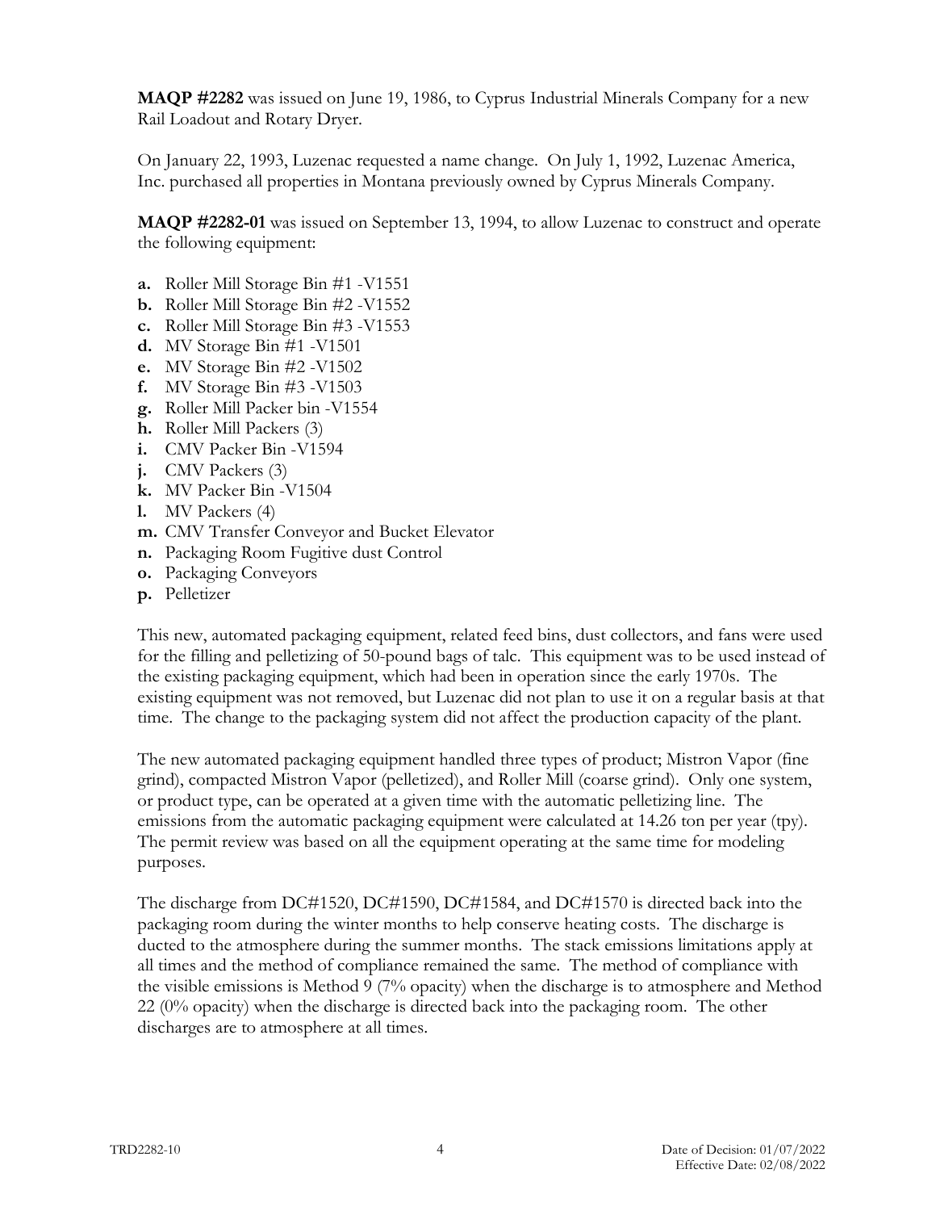**MAQP #2282** was issued on June 19, 1986, to Cyprus Industrial Minerals Company for a new Rail Loadout and Rotary Dryer.

On January 22, 1993, Luzenac requested a name change. On July 1, 1992, Luzenac America, Inc. purchased all properties in Montana previously owned by Cyprus Minerals Company.

**MAQP #2282-01** was issued on September 13, 1994, to allow Luzenac to construct and operate the following equipment:

- **a.** Roller Mill Storage Bin #1 -V1551
- **b.** Roller Mill Storage Bin #2 -V1552
- **c.** Roller Mill Storage Bin #3 -V1553
- **d.** MV Storage Bin #1 -V1501
- **e.** MV Storage Bin #2 -V1502
- **f.** MV Storage Bin #3 -V1503
- **g.** Roller Mill Packer bin -V1554
- **h.** Roller Mill Packers (3)
- **i.** CMV Packer Bin -V1594
- **j.** CMV Packers (3)
- **k.** MV Packer Bin -V1504
- **l.** MV Packers (4)
- **m.** CMV Transfer Conveyor and Bucket Elevator
- **n.** Packaging Room Fugitive dust Control
- **o.** Packaging Conveyors
- **p.** Pelletizer

This new, automated packaging equipment, related feed bins, dust collectors, and fans were used for the filling and pelletizing of 50-pound bags of talc. This equipment was to be used instead of the existing packaging equipment, which had been in operation since the early 1970s. The existing equipment was not removed, but Luzenac did not plan to use it on a regular basis at that time. The change to the packaging system did not affect the production capacity of the plant.

The new automated packaging equipment handled three types of product; Mistron Vapor (fine grind), compacted Mistron Vapor (pelletized), and Roller Mill (coarse grind). Only one system, or product type, can be operated at a given time with the automatic pelletizing line. The emissions from the automatic packaging equipment were calculated at 14.26 ton per year (tpy). The permit review was based on all the equipment operating at the same time for modeling purposes.

The discharge from DC#1520, DC#1590, DC#1584, and DC#1570 is directed back into the packaging room during the winter months to help conserve heating costs. The discharge is ducted to the atmosphere during the summer months. The stack emissions limitations apply at all times and the method of compliance remained the same. The method of compliance with the visible emissions is Method 9 (7% opacity) when the discharge is to atmosphere and Method 22 (0% opacity) when the discharge is directed back into the packaging room. The other discharges are to atmosphere at all times.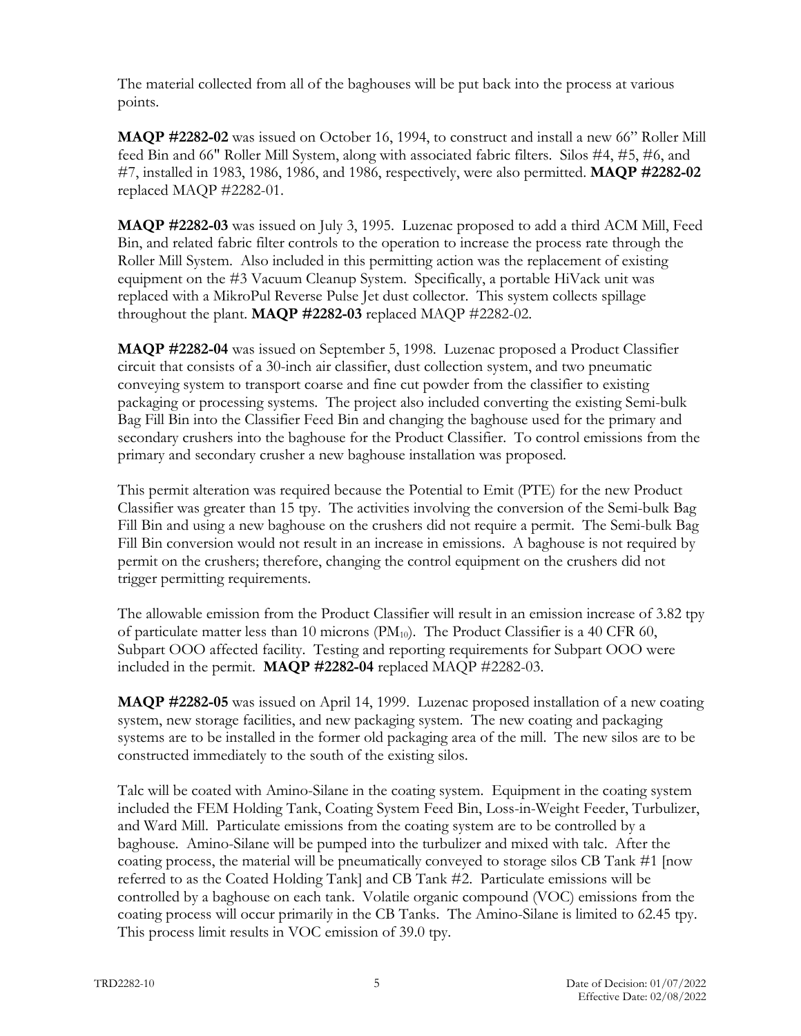The material collected from all of the baghouses will be put back into the process at various points.

**MAQP #2282-02** was issued on October 16, 1994, to construct and install a new 66" Roller Mill feed Bin and 66" Roller Mill System, along with associated fabric filters. Silos #4, #5, #6, and #7, installed in 1983, 1986, 1986, and 1986, respectively, were also permitted. **MAQP #2282-02** replaced MAQP #2282-01.

**MAQP #2282-03** was issued on July 3, 1995. Luzenac proposed to add a third ACM Mill, Feed Bin, and related fabric filter controls to the operation to increase the process rate through the Roller Mill System. Also included in this permitting action was the replacement of existing equipment on the #3 Vacuum Cleanup System. Specifically, a portable HiVack unit was replaced with a MikroPul Reverse Pulse Jet dust collector. This system collects spillage throughout the plant. **MAQP #2282-03** replaced MAQP #2282-02.

**MAQP #2282-04** was issued on September 5, 1998. Luzenac proposed a Product Classifier circuit that consists of a 30-inch air classifier, dust collection system, and two pneumatic conveying system to transport coarse and fine cut powder from the classifier to existing packaging or processing systems. The project also included converting the existing Semi-bulk Bag Fill Bin into the Classifier Feed Bin and changing the baghouse used for the primary and secondary crushers into the baghouse for the Product Classifier. To control emissions from the primary and secondary crusher a new baghouse installation was proposed.

This permit alteration was required because the Potential to Emit (PTE) for the new Product Classifier was greater than 15 tpy. The activities involving the conversion of the Semi-bulk Bag Fill Bin and using a new baghouse on the crushers did not require a permit. The Semi-bulk Bag Fill Bin conversion would not result in an increase in emissions. A baghouse is not required by permit on the crushers; therefore, changing the control equipment on the crushers did not trigger permitting requirements.

The allowable emission from the Product Classifier will result in an emission increase of 3.82 tpy of particulate matter less than 10 microns ($PM_{10}$). The Product Classifier is a 40 CFR 60, Subpart OOO affected facility. Testing and reporting requirements for Subpart OOO were included in the permit. **MAQP #2282-04** replaced MAQP #2282-03.

**MAQP #2282-05** was issued on April 14, 1999. Luzenac proposed installation of a new coating system, new storage facilities, and new packaging system. The new coating and packaging systems are to be installed in the former old packaging area of the mill. The new silos are to be constructed immediately to the south of the existing silos.

Talc will be coated with Amino-Silane in the coating system. Equipment in the coating system included the FEM Holding Tank, Coating System Feed Bin, Loss-in-Weight Feeder, Turbulizer, and Ward Mill. Particulate emissions from the coating system are to be controlled by a baghouse. Amino-Silane will be pumped into the turbulizer and mixed with talc. After the coating process, the material will be pneumatically conveyed to storage silos CB Tank #1 [now referred to as the Coated Holding Tank] and CB Tank #2. Particulate emissions will be controlled by a baghouse on each tank. Volatile organic compound (VOC) emissions from the coating process will occur primarily in the CB Tanks. The Amino-Silane is limited to 62.45 tpy. This process limit results in VOC emission of 39.0 tpy.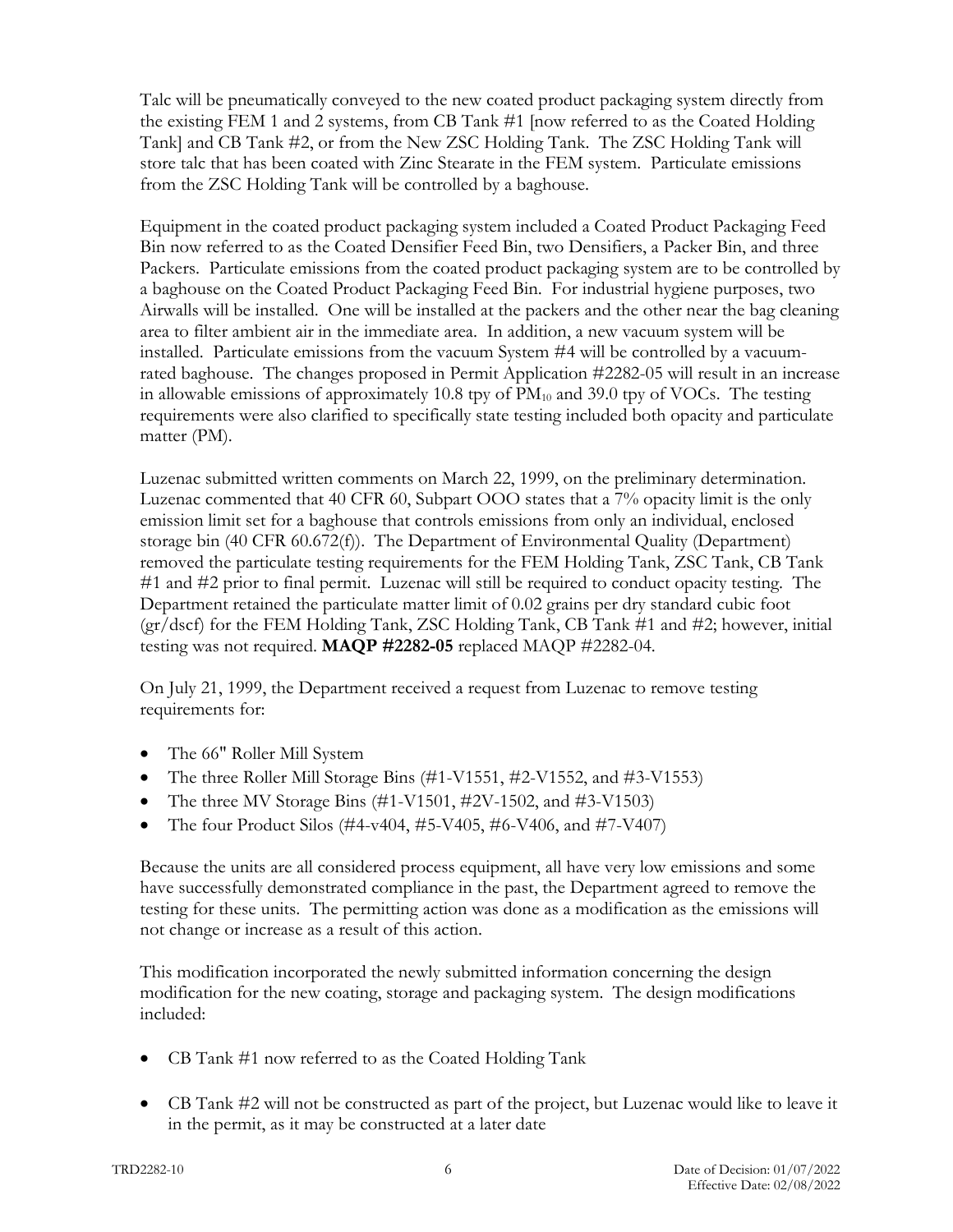Talc will be pneumatically conveyed to the new coated product packaging system directly from the existing FEM 1 and 2 systems, from CB Tank #1 [now referred to as the Coated Holding Tank] and CB Tank #2, or from the New ZSC Holding Tank. The ZSC Holding Tank will store talc that has been coated with Zinc Stearate in the FEM system. Particulate emissions from the ZSC Holding Tank will be controlled by a baghouse.

Equipment in the coated product packaging system included a Coated Product Packaging Feed Bin now referred to as the Coated Densifier Feed Bin, two Densifiers, a Packer Bin, and three Packers. Particulate emissions from the coated product packaging system are to be controlled by a baghouse on the Coated Product Packaging Feed Bin. For industrial hygiene purposes, two Airwalls will be installed. One will be installed at the packers and the other near the bag cleaning area to filter ambient air in the immediate area. In addition, a new vacuum system will be installed. Particulate emissions from the vacuum System #4 will be controlled by a vacuum-rated baghouse. The changes proposed in Permit Application #2282-05 will result in an increase in allowable emissions of approximately 10.8 tpy of $PM_{10}$ and 39.0 tpy of VOCs. The testing requirements were also clarified to specifically state testing included both opacity and particulate matter (PM).

Luzenac submitted written comments on March 22, 1999, on the preliminary determination. Luzenac commented that 40 CFR 60, Subpart OOO states that a 7% opacity limit is the only emission limit set for a baghouse that controls emissions from only an individual, enclosed storage bin (40 CFR 60.672(f)). The Department of Environmental Quality (Department) removed the particulate testing requirements for the FEM Holding Tank, ZSC Tank, CB Tank #1 and #2 prior to final permit. Luzenac will still be required to conduct opacity testing. The Department retained the particulate matter limit of 0.02 grains per dry standard cubic foot (gr/dscf) for the FEM Holding Tank, ZSC Holding Tank, CB Tank #1 and #2; however, initial testing was not required. **MAQP #2282-05** replaced MAQP #2282-04.

On July 21, 1999, the Department received a request from Luzenac to remove testing requirements for:

- The 66" Roller Mill System
- The three Roller Mill Storage Bins (#1-V1551, #2-V1552, and #3-V1553)
- The three MV Storage Bins (#1-V1501, #2V-1502, and #3-V1503)
- The four Product Silos (#4-v404, #5-V405, #6-V406, and #7-V407)

Because the units are all considered process equipment, all have very low emissions and some have successfully demonstrated compliance in the past, the Department agreed to remove the testing for these units. The permitting action was done as a modification as the emissions will not change or increase as a result of this action.

This modification incorporated the newly submitted information concerning the design modification for the new coating, storage and packaging system. The design modifications included:

- CB Tank #1 now referred to as the Coated Holding Tank
- CB Tank #2 will not be constructed as part of the project, but Luzenac would like to leave it in the permit, as it may be constructed at a later date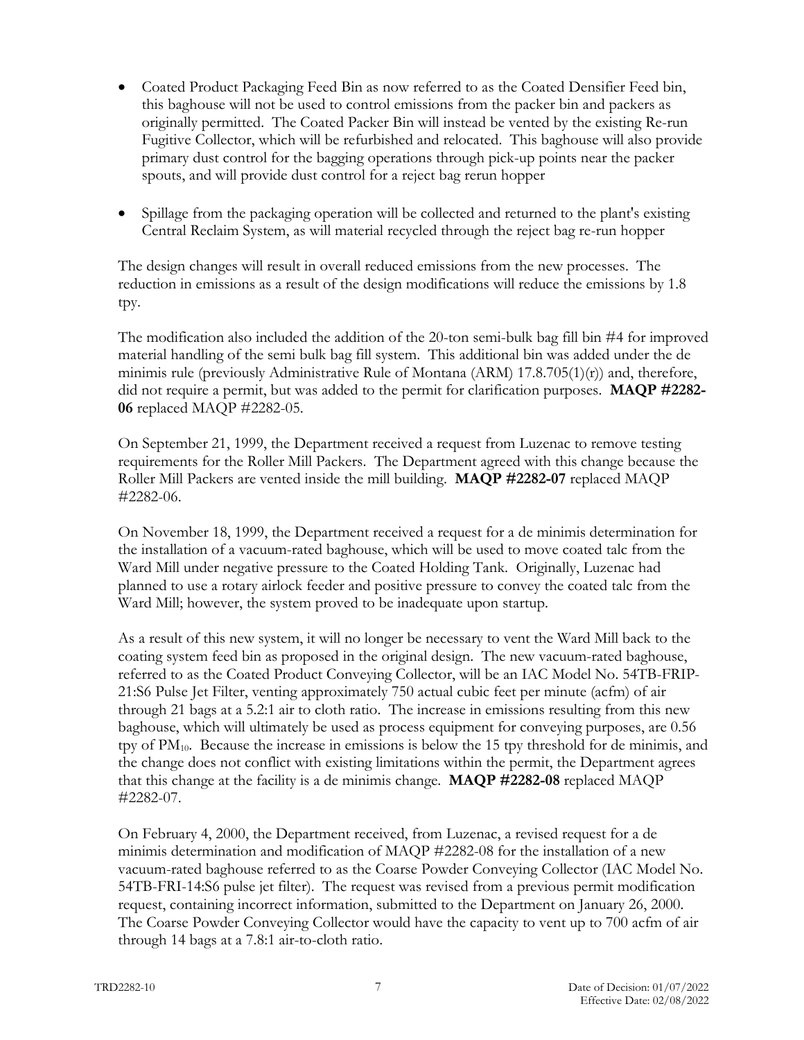- Coated Product Packaging Feed Bin as now referred to as the Coated Densifier Feed bin, this baghouse will not be used to control emissions from the packer bin and packers as originally permitted. The Coated Packer Bin will instead be vented by the existing Re-run Fugitive Collector, which will be refurbished and relocated. This baghouse will also provide primary dust control for the bagging operations through pick-up points near the packer spouts, and will provide dust control for a reject bag rerun hopper

- Spillage from the packaging operation will be collected and returned to the plant's existing Central Reclaim System, as will material recycled through the reject bag re-run hopper

The design changes will result in overall reduced emissions from the new processes. The reduction in emissions as a result of the design modifications will reduce the emissions by 1.8 tpy.

The modification also included the addition of the 20-ton semi-bulk bag fill bin #4 for improved material handling of the semi bulk bag fill system. This additional bin was added under the de minimis rule (previously Administrative Rule of Montana (ARM) 17.8.705(1)(r)) and, therefore, did not require a permit, but was added to the permit for clarification purposes. **MAQP #2282-06** replaced MAQP #2282-05.

On September 21, 1999, the Department received a request from Luzenac to remove testing requirements for the Roller Mill Packers. The Department agreed with this change because the Roller Mill Packers are vented inside the mill building. **MAQP #2282-07** replaced MAQP #2282-06.

On November 18, 1999, the Department received a request for a de minimis determination for the installation of a vacuum-rated baghouse, which will be used to move coated talc from the Ward Mill under negative pressure to the Coated Holding Tank. Originally, Luzenac had planned to use a rotary airlock feeder and positive pressure to convey the coated talc from the Ward Mill; however, the system proved to be inadequate upon startup.

As a result of this new system, it will no longer be necessary to vent the Ward Mill back to the coating system feed bin as proposed in the original design. The new vacuum-rated baghouse, referred to as the Coated Product Conveying Collector, will be an IAC Model No. 54TB-FRIP-21:S6 Pulse Jet Filter, venting approximately 750 actual cubic feet per minute (acfm) of air through 21 bags at a 5.2:1 air to cloth ratio. The increase in emissions resulting from this new baghouse, which will ultimately be used as process equipment for conveying purposes, are 0.56 tpy of $PM_{10}$. Because the increase in emissions is below the 15 tpy threshold for de minimis, and the change does not conflict with existing limitations within the permit, the Department agrees that this change at the facility is a de minimis change. **MAQP #2282-08** replaced MAQP #2282-07.

On February 4, 2000, the Department received, from Luzenac, a revised request for a de minimis determination and modification of MAQP #2282-08 for the installation of a new vacuum-rated baghouse referred to as the Coarse Powder Conveying Collector (IAC Model No. 54TB-FRI-14:S6 pulse jet filter). The request was revised from a previous permit modification request, containing incorrect information, submitted to the Department on January 26, 2000. The Coarse Powder Conveying Collector would have the capacity to vent up to 700 acfm of air through 14 bags at a 7.8:1 air-to-cloth ratio.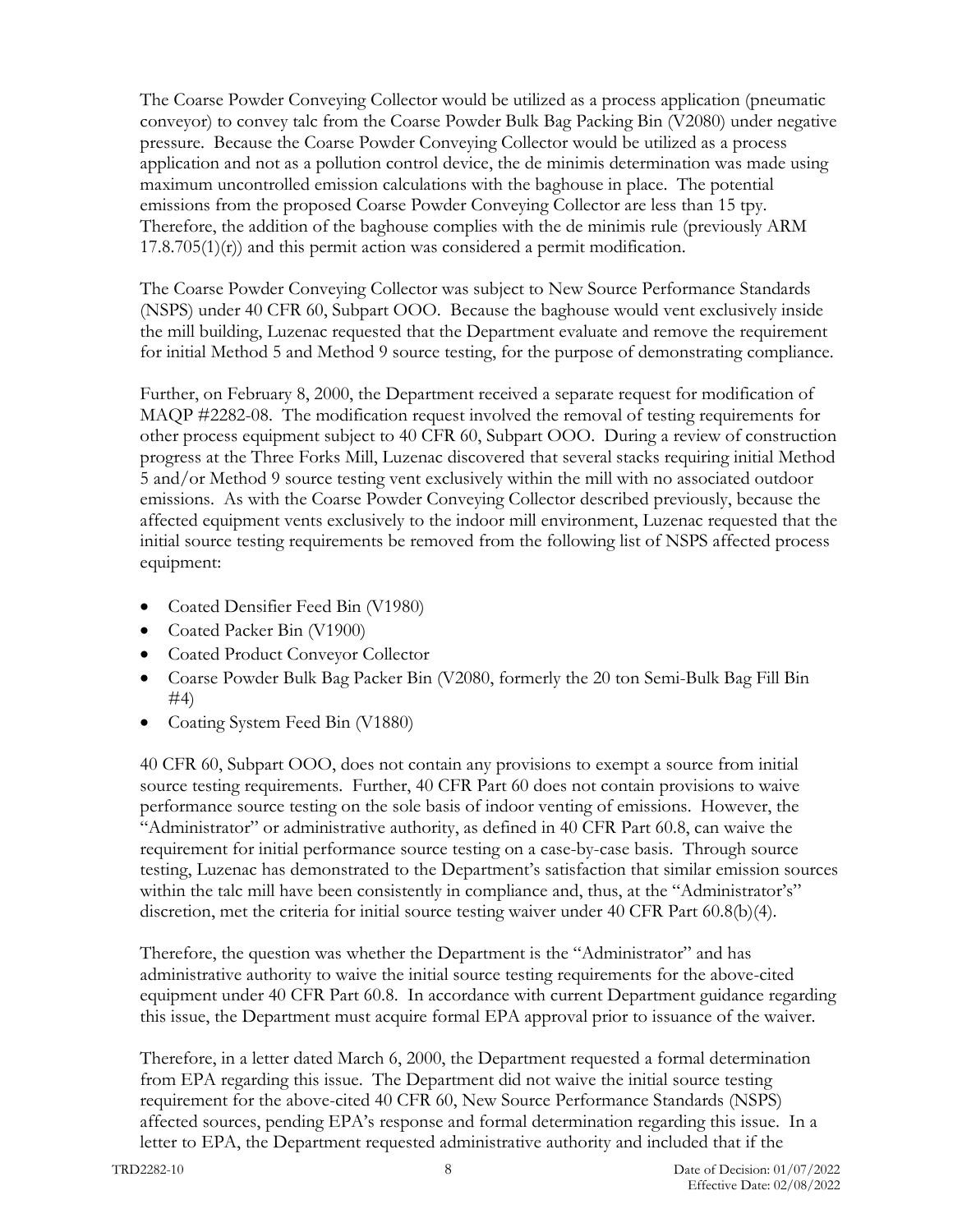The Coarse Powder Conveying Collector would be utilized as a process application (pneumatic conveyor) to convey talc from the Coarse Powder Bulk Bag Packing Bin (V2080) under negative pressure. Because the Coarse Powder Conveying Collector would be utilized as a process application and not as a pollution control device, the de minimis determination was made using maximum uncontrolled emission calculations with the baghouse in place. The potential emissions from the proposed Coarse Powder Conveying Collector are less than 15 tpy. Therefore, the addition of the baghouse complies with the de minimis rule (previously ARM 17.8.705(1)(r)) and this permit action was considered a permit modification.

The Coarse Powder Conveying Collector was subject to New Source Performance Standards (NSPS) under 40 CFR 60, Subpart OOO. Because the baghouse would vent exclusively inside the mill building, Luzenac requested that the Department evaluate and remove the requirement for initial Method 5 and Method 9 source testing, for the purpose of demonstrating compliance.

Further, on February 8, 2000, the Department received a separate request for modification of MAQP #2282-08. The modification request involved the removal of testing requirements for other process equipment subject to 40 CFR 60, Subpart OOO. During a review of construction progress at the Three Forks Mill, Luzenac discovered that several stacks requiring initial Method 5 and/or Method 9 source testing vent exclusively within the mill with no associated outdoor emissions. As with the Coarse Powder Conveying Collector described previously, because the affected equipment vents exclusively to the indoor mill environment, Luzenac requested that the initial source testing requirements be removed from the following list of NSPS affected process equipment:

- Coated Densifier Feed Bin (V1980)
- Coated Packer Bin (V1900)
- Coated Product Conveyor Collector
- Coarse Powder Bulk Bag Packer Bin (V2080, formerly the 20 ton Semi-Bulk Bag Fill Bin #4)
- Coating System Feed Bin (V1880)

40 CFR 60, Subpart OOO, does not contain any provisions to exempt a source from initial source testing requirements. Further, 40 CFR Part 60 does not contain provisions to waive performance source testing on the sole basis of indoor venting of emissions. However, the "Administrator" or administrative authority, as defined in 40 CFR Part 60.8, can waive the requirement for initial performance source testing on a case-by-case basis. Through source testing, Luzenac has demonstrated to the Department's satisfaction that similar emission sources within the talc mill have been consistently in compliance and, thus, at the "Administrator's" discretion, met the criteria for initial source testing waiver under 40 CFR Part 60.8(b)(4).

Therefore, the question was whether the Department is the "Administrator" and has administrative authority to waive the initial source testing requirements for the above-cited equipment under 40 CFR Part 60.8. In accordance with current Department guidance regarding this issue, the Department must acquire formal EPA approval prior to issuance of the waiver.

Therefore, in a letter dated March 6, 2000, the Department requested a formal determination from EPA regarding this issue. The Department did not waive the initial source testing requirement for the above-cited 40 CFR 60, New Source Performance Standards (NSPS) affected sources, pending EPA's response and formal determination regarding this issue. In a letter to EPA, the Department requested administrative authority and included that if the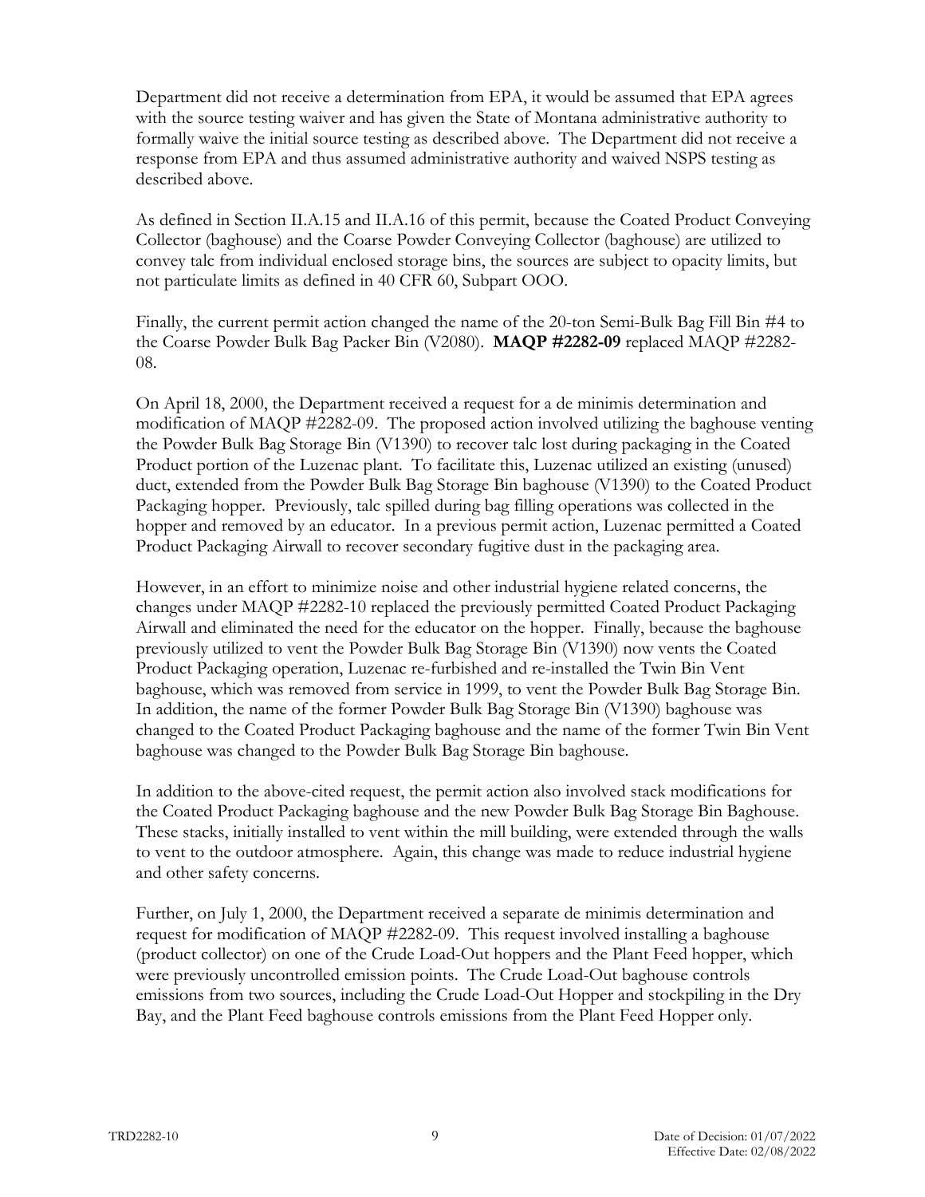Department did not receive a determination from EPA, it would be assumed that EPA agrees with the source testing waiver and has given the State of Montana administrative authority to formally waive the initial source testing as described above. The Department did not receive a response from EPA and thus assumed administrative authority and waived NSPS testing as described above.

As defined in Section II.A.15 and II.A.16 of this permit, because the Coated Product Conveying Collector (baghouse) and the Coarse Powder Conveying Collector (baghouse) are utilized to convey talc from individual enclosed storage bins, the sources are subject to opacity limits, but not particulate limits as defined in 40 CFR 60, Subpart OOO.

Finally, the current permit action changed the name of the 20-ton Semi-Bulk Bag Fill Bin #4 to the Coarse Powder Bulk Bag Packer Bin (V2080). **MAQP #2282-09** replaced MAQP #2282-08.

On April 18, 2000, the Department received a request for a de minimis determination and modification of MAQP #2282-09. The proposed action involved utilizing the baghouse venting the Powder Bulk Bag Storage Bin (V1390) to recover talc lost during packaging in the Coated Product portion of the Luzenac plant. To facilitate this, Luzenac utilized an existing (unused) duct, extended from the Powder Bulk Bag Storage Bin baghouse (V1390) to the Coated Product Packaging hopper. Previously, talc spilled during bag filling operations was collected in the hopper and removed by an educator. In a previous permit action, Luzenac permitted a Coated Product Packaging Airwall to recover secondary fugitive dust in the packaging area.

However, in an effort to minimize noise and other industrial hygiene related concerns, the changes under MAQP #2282-10 replaced the previously permitted Coated Product Packaging Airwall and eliminated the need for the educator on the hopper. Finally, because the baghouse previously utilized to vent the Powder Bulk Bag Storage Bin (V1390) now vents the Coated Product Packaging operation, Luzenac re-furbished and re-installed the Twin Bin Vent baghouse, which was removed from service in 1999, to vent the Powder Bulk Bag Storage Bin. In addition, the name of the former Powder Bulk Bag Storage Bin (V1390) baghouse was changed to the Coated Product Packaging baghouse and the name of the former Twin Bin Vent baghouse was changed to the Powder Bulk Bag Storage Bin baghouse.

In addition to the above-cited request, the permit action also involved stack modifications for the Coated Product Packaging baghouse and the new Powder Bulk Bag Storage Bin Baghouse. These stacks, initially installed to vent within the mill building, were extended through the walls to vent to the outdoor atmosphere. Again, this change was made to reduce industrial hygiene and other safety concerns.

Further, on July 1, 2000, the Department received a separate de minimis determination and request for modification of MAQP #2282-09. This request involved installing a baghouse (product collector) on one of the Crude Load-Out hoppers and the Plant Feed hopper, which were previously uncontrolled emission points. The Crude Load-Out baghouse controls emissions from two sources, including the Crude Load-Out Hopper and stockpiling in the Dry Bay, and the Plant Feed baghouse controls emissions from the Plant Feed Hopper only.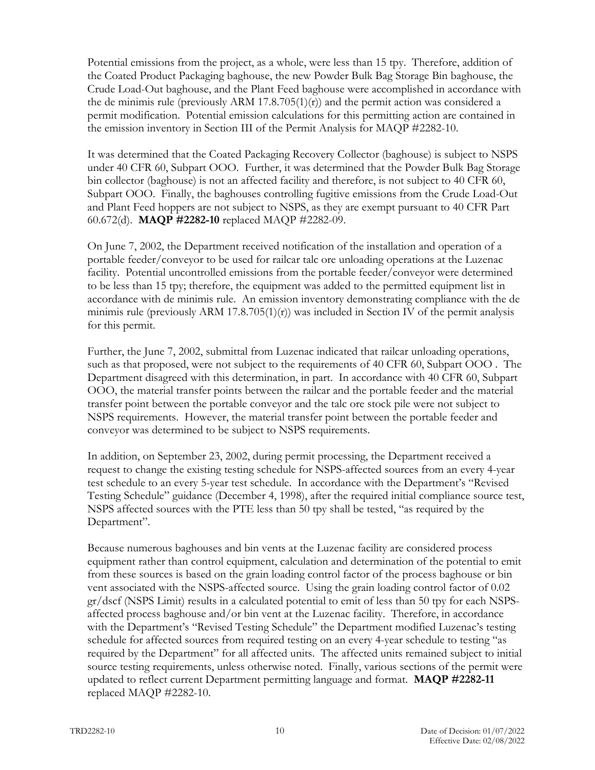Potential emissions from the project, as a whole, were less than 15 tpy. Therefore, addition of the Coated Product Packaging baghouse, the new Powder Bulk Bag Storage Bin baghouse, the Crude Load-Out baghouse, and the Plant Feed baghouse were accomplished in accordance with the de minimis rule (previously ARM 17.8.705(1)(r)) and the permit action was considered a permit modification. Potential emission calculations for this permitting action are contained in the emission inventory in Section III of the Permit Analysis for MAQP #2282-10.

It was determined that the Coated Packaging Recovery Collector (baghouse) is subject to NSPS under 40 CFR 60, Subpart OOO. Further, it was determined that the Powder Bulk Bag Storage bin collector (baghouse) is not an affected facility and therefore, is not subject to 40 CFR 60, Subpart OOO. Finally, the baghouses controlling fugitive emissions from the Crude Load-Out and Plant Feed hoppers are not subject to NSPS, as they are exempt pursuant to 40 CFR Part 60.672(d). **MAQP #2282-10** replaced MAQP #2282-09.

On June 7, 2002, the Department received notification of the installation and operation of a portable feeder/conveyor to be used for railcar talc ore unloading operations at the Luzenac facility. Potential uncontrolled emissions from the portable feeder/conveyor were determined to be less than 15 tpy; therefore, the equipment was added to the permitted equipment list in accordance with de minimis rule. An emission inventory demonstrating compliance with the de minimis rule (previously ARM 17.8.705(1)(r)) was included in Section IV of the permit analysis for this permit.

Further, the June 7, 2002, submittal from Luzenac indicated that railcar unloading operations, such as that proposed, were not subject to the requirements of 40 CFR 60, Subpart OOO . The Department disagreed with this determination, in part. In accordance with 40 CFR 60, Subpart OOO, the material transfer points between the railcar and the portable feeder and the material transfer point between the portable conveyor and the talc ore stock pile were not subject to NSPS requirements. However, the material transfer point between the portable feeder and conveyor was determined to be subject to NSPS requirements.

In addition, on September 23, 2002, during permit processing, the Department received a request to change the existing testing schedule for NSPS-affected sources from an every 4-year test schedule to an every 5-year test schedule. In accordance with the Department's "Revised Testing Schedule" guidance (December 4, 1998), after the required initial compliance source test, NSPS affected sources with the PTE less than 50 tpy shall be tested, "as required by the Department".

Because numerous baghouses and bin vents at the Luzenac facility are considered process equipment rather than control equipment, calculation and determination of the potential to emit from these sources is based on the grain loading control factor of the process baghouse or bin vent associated with the NSPS-affected source. Using the grain loading control factor of 0.02 gr/dscf (NSPS Limit) results in a calculated potential to emit of less than 50 tpy for each NSPS-affected process baghouse and/or bin vent at the Luzenac facility. Therefore, in accordance with the Department's "Revised Testing Schedule" the Department modified Luzenac's testing schedule for affected sources from required testing on an every 4-year schedule to testing "as required by the Department" for all affected units. The affected units remained subject to initial source testing requirements, unless otherwise noted. Finally, various sections of the permit were updated to reflect current Department permitting language and format. **MAQP #2282-11** replaced MAQP #2282-10.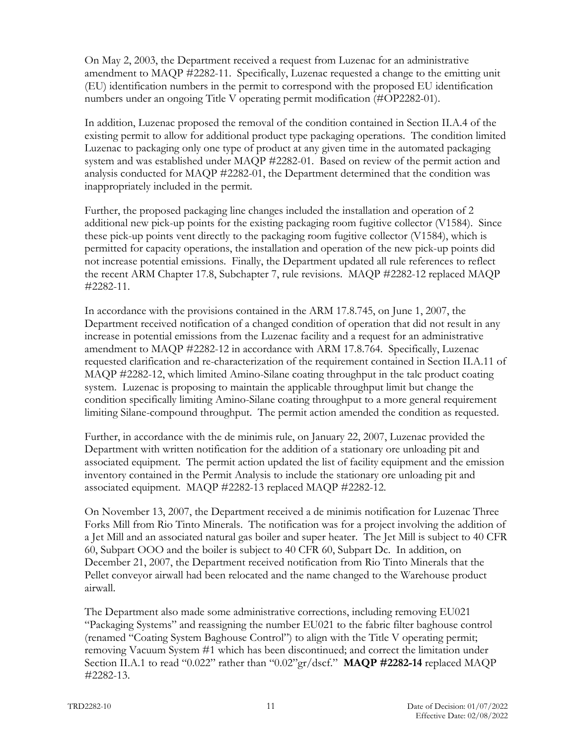On May 2, 2003, the Department received a request from Luzenac for an administrative amendment to MAQP #2282-11. Specifically, Luzenac requested a change to the emitting unit (EU) identification numbers in the permit to correspond with the proposed EU identification numbers under an ongoing Title V operating permit modification (#OP2282-01).

In addition, Luzenac proposed the removal of the condition contained in Section II.A.4 of the existing permit to allow for additional product type packaging operations. The condition limited Luzenac to packaging only one type of product at any given time in the automated packaging system and was established under MAQP #2282-01. Based on review of the permit action and analysis conducted for MAQP #2282-01, the Department determined that the condition was inappropriately included in the permit.

Further, the proposed packaging line changes included the installation and operation of 2 additional new pick-up points for the existing packaging room fugitive collector (V1584). Since these pick-up points vent directly to the packaging room fugitive collector (V1584), which is permitted for capacity operations, the installation and operation of the new pick-up points did not increase potential emissions. Finally, the Department updated all rule references to reflect the recent ARM Chapter 17.8, Subchapter 7, rule revisions. MAQP #2282-12 replaced MAQP #2282-11.

In accordance with the provisions contained in the ARM 17.8.745, on June 1, 2007, the Department received notification of a changed condition of operation that did not result in any increase in potential emissions from the Luzenac facility and a request for an administrative amendment to MAQP #2282-12 in accordance with ARM 17.8.764. Specifically, Luzenac requested clarification and re-characterization of the requirement contained in Section II.A.11 of MAQP #2282-12, which limited Amino-Silane coating throughput in the talc product coating system. Luzenac is proposing to maintain the applicable throughput limit but change the condition specifically limiting Amino-Silane coating throughput to a more general requirement limiting Silane-compound throughput. The permit action amended the condition as requested.

Further, in accordance with the de minimis rule, on January 22, 2007, Luzenac provided the Department with written notification for the addition of a stationary ore unloading pit and associated equipment. The permit action updated the list of facility equipment and the emission inventory contained in the Permit Analysis to include the stationary ore unloading pit and associated equipment. MAQP #2282-13 replaced MAQP #2282-12.

On November 13, 2007, the Department received a de minimis notification for Luzenac Three Forks Mill from Rio Tinto Minerals. The notification was for a project involving the addition of a Jet Mill and an associated natural gas boiler and super heater. The Jet Mill is subject to 40 CFR 60, Subpart OOO and the boiler is subject to 40 CFR 60, Subpart Dc. In addition, on December 21, 2007, the Department received notification from Rio Tinto Minerals that the Pellet conveyor airwall had been relocated and the name changed to the Warehouse product airwall.

The Department also made some administrative corrections, including removing EU021 "Packaging Systems" and reassigning the number EU021 to the fabric filter baghouse control (renamed "Coating System Baghouse Control") to align with the Title V operating permit; removing Vacuum System #1 which has been discontinued; and correct the limitation under Section II.A.1 to read "0.022" rather than "0.02"gr/dscf." **MAQP #2282-14** replaced MAQP #2282-13.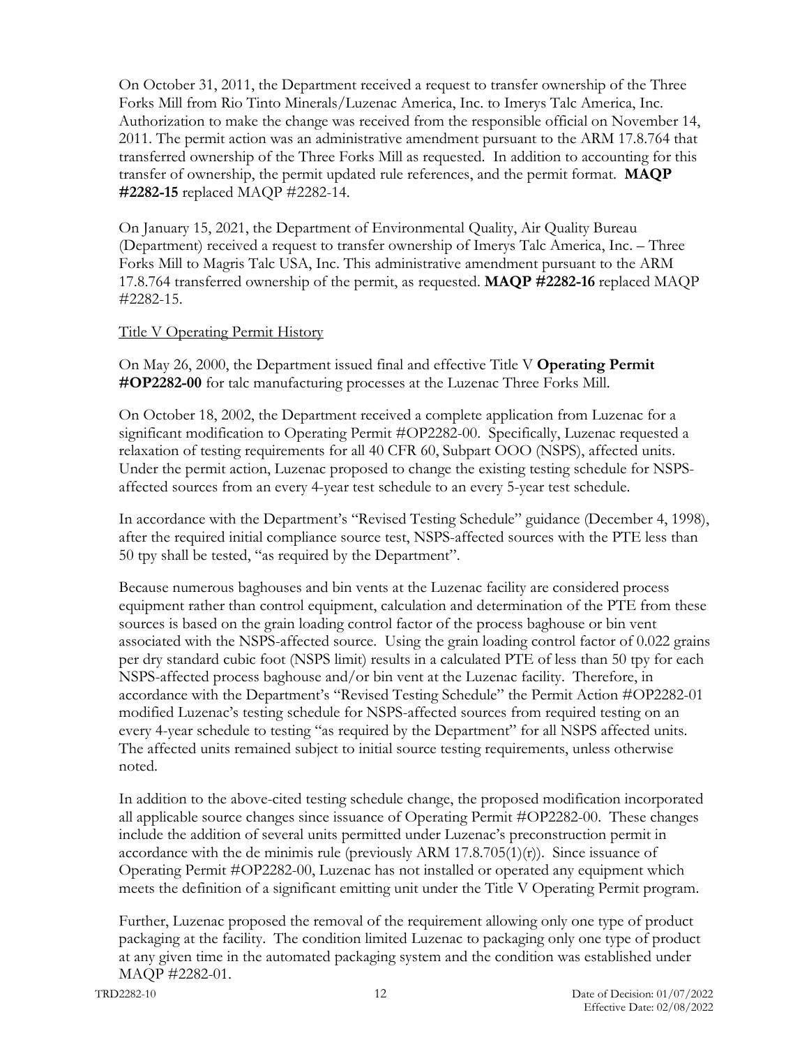On October 31, 2011, the Department received a request to transfer ownership of the Three Forks Mill from Rio Tinto Minerals/Luzenac America, Inc. to Imerys Talc America, Inc. Authorization to make the change was received from the responsible official on November 14, 2011. The permit action was an administrative amendment pursuant to the ARM 17.8.764 that transferred ownership of the Three Forks Mill as requested. In addition to accounting for this transfer of ownership, the permit updated rule references, and the permit format. **MAQP #2282-15** replaced MAQP #2282-14.

On January 15, 2021, the Department of Environmental Quality, Air Quality Bureau (Department) received a request to transfer ownership of Imerys Talc America, Inc. – Three Forks Mill to Magris Talc USA, Inc. This administrative amendment pursuant to the ARM 17.8.764 transferred ownership of the permit, as requested. **MAQP #2282-16** replaced MAQP #2282-15.

Title V Operating Permit History

On May 26, 2000, the Department issued final and effective Title V **Operating Permit #OP2282-00** for talc manufacturing processes at the Luzenac Three Forks Mill.

On October 18, 2002, the Department received a complete application from Luzenac for a significant modification to Operating Permit #OP2282-00. Specifically, Luzenac requested a relaxation of testing requirements for all 40 CFR 60, Subpart OOO (NSPS), affected units. Under the permit action, Luzenac proposed to change the existing testing schedule for NSPS-affected sources from an every 4-year test schedule to an every 5-year test schedule.

In accordance with the Department's "Revised Testing Schedule" guidance (December 4, 1998), after the required initial compliance source test, NSPS-affected sources with the PTE less than 50 tpy shall be tested, "as required by the Department".

Because numerous baghouses and bin vents at the Luzenac facility are considered process equipment rather than control equipment, calculation and determination of the PTE from these sources is based on the grain loading control factor of the process baghouse or bin vent associated with the NSPS-affected source. Using the grain loading control factor of 0.022 grains per dry standard cubic foot (NSPS limit) results in a calculated PTE of less than 50 tpy for each NSPS-affected process baghouse and/or bin vent at the Luzenac facility. Therefore, in accordance with the Department's "Revised Testing Schedule" the Permit Action #OP2282-01 modified Luzenac's testing schedule for NSPS-affected sources from required testing on an every 4-year schedule to testing "as required by the Department" for all NSPS affected units. The affected units remained subject to initial source testing requirements, unless otherwise noted.

In addition to the above-cited testing schedule change, the proposed modification incorporated all applicable source changes since issuance of Operating Permit #OP2282-00. These changes include the addition of several units permitted under Luzenac's preconstruction permit in accordance with the de minimis rule (previously ARM 17.8.705(1)(r)). Since issuance of Operating Permit #OP2282-00, Luzenac has not installed or operated any equipment which meets the definition of a significant emitting unit under the Title V Operating Permit program.

Further, Luzenac proposed the removal of the requirement allowing only one type of product packaging at the facility. The condition limited Luzenac to packaging only one type of product at any given time in the automated packaging system and the condition was established under MAQP #2282-01.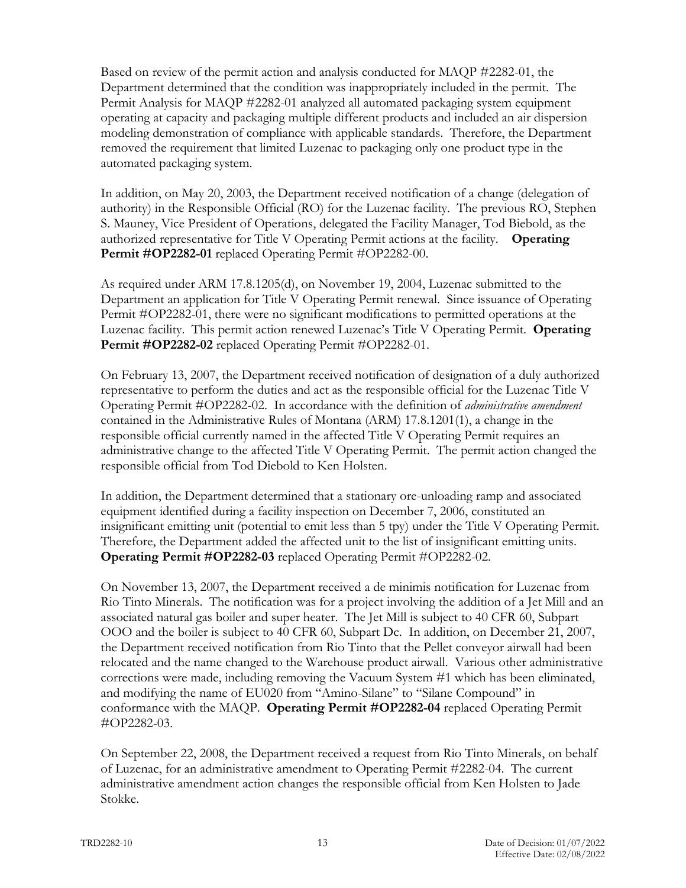Based on review of the permit action and analysis conducted for MAQP #2282-01, the Department determined that the condition was inappropriately included in the permit. The Permit Analysis for MAQP #2282-01 analyzed all automated packaging system equipment operating at capacity and packaging multiple different products and included an air dispersion modeling demonstration of compliance with applicable standards. Therefore, the Department removed the requirement that limited Luzenac to packaging only one product type in the automated packaging system.

In addition, on May 20, 2003, the Department received notification of a change (delegation of authority) in the Responsible Official (RO) for the Luzenac facility. The previous RO, Stephen S. Mauney, Vice President of Operations, delegated the Facility Manager, Tod Biebold, as the authorized representative for Title V Operating Permit actions at the facility. **Operating Permit #OP2282-01** replaced Operating Permit #OP2282-00.

As required under ARM 17.8.1205(d), on November 19, 2004, Luzenac submitted to the Department an application for Title V Operating Permit renewal. Since issuance of Operating Permit #OP2282-01, there were no significant modifications to permitted operations at the Luzenac facility. This permit action renewed Luzenac's Title V Operating Permit. **Operating Permit #OP2282-02** replaced Operating Permit #OP2282-01.

On February 13, 2007, the Department received notification of designation of a duly authorized representative to perform the duties and act as the responsible official for the Luzenac Title V Operating Permit #OP2282-02. In accordance with the definition of *administrative amendment* contained in the Administrative Rules of Montana (ARM) 17.8.1201(1), a change in the responsible official currently named in the affected Title V Operating Permit requires an administrative change to the affected Title V Operating Permit. The permit action changed the responsible official from Tod Diebold to Ken Holsten.

In addition, the Department determined that a stationary ore-unloading ramp and associated equipment identified during a facility inspection on December 7, 2006, constituted an insignificant emitting unit (potential to emit less than 5 tpy) under the Title V Operating Permit. Therefore, the Department added the affected unit to the list of insignificant emitting units. **Operating Permit #OP2282-03** replaced Operating Permit #OP2282-02.

On November 13, 2007, the Department received a de minimis notification for Luzenac from Rio Tinto Minerals. The notification was for a project involving the addition of a Jet Mill and an associated natural gas boiler and super heater. The Jet Mill is subject to 40 CFR 60, Subpart OOO and the boiler is subject to 40 CFR 60, Subpart Dc. In addition, on December 21, 2007, the Department received notification from Rio Tinto that the Pellet conveyor airwall had been relocated and the name changed to the Warehouse product airwall. Various other administrative corrections were made, including removing the Vacuum System #1 which has been eliminated, and modifying the name of EU020 from "Amino-Silane" to "Silane Compound" in conformance with the MAQP. **Operating Permit #OP2282-04** replaced Operating Permit #OP2282-03.

On September 22, 2008, the Department received a request from Rio Tinto Minerals, on behalf of Luzenac, for an administrative amendment to Operating Permit #2282-04. The current administrative amendment action changes the responsible official from Ken Holsten to Jade Stokke.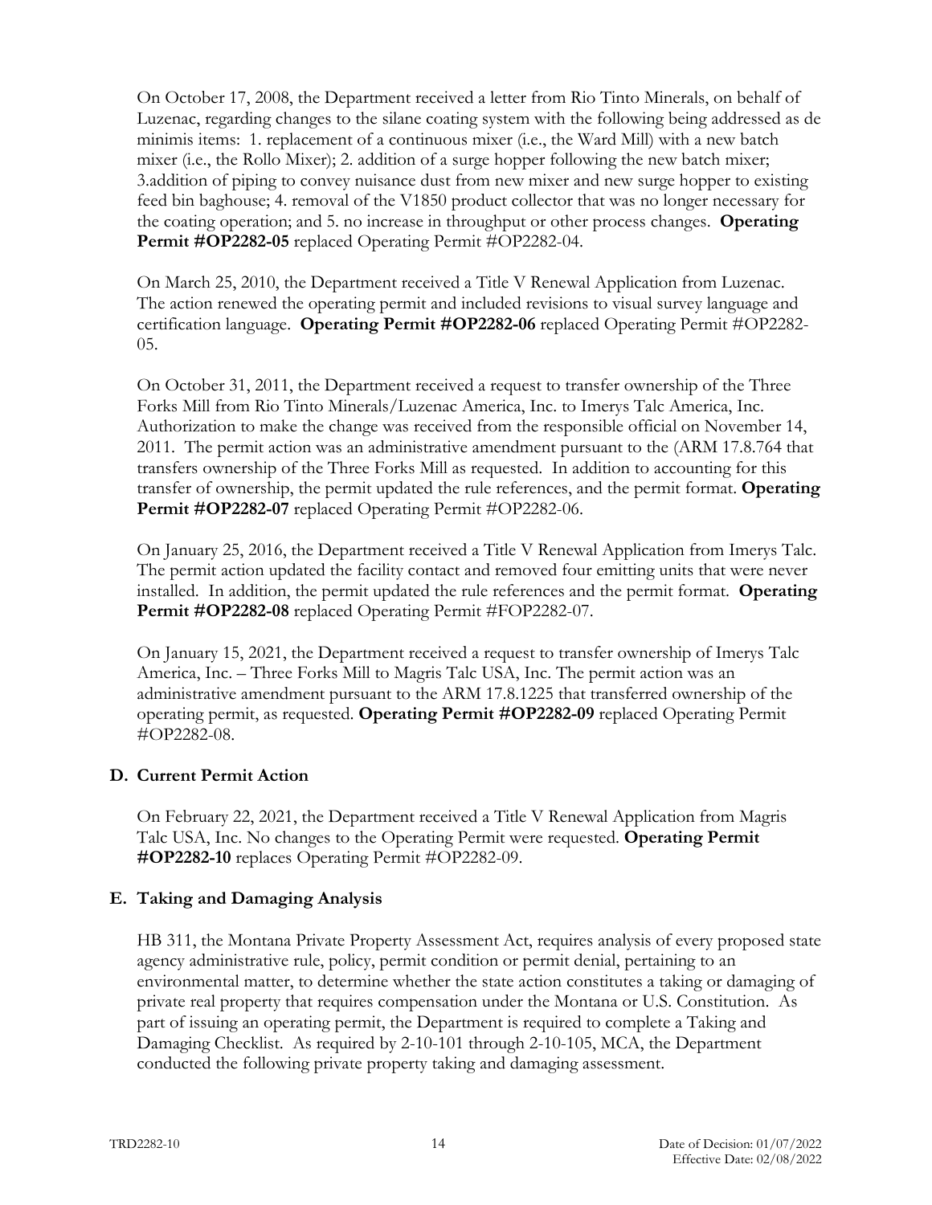On October 17, 2008, the Department received a letter from Rio Tinto Minerals, on behalf of Luzenac, regarding changes to the silane coating system with the following being addressed as de minimis items: 1. replacement of a continuous mixer (i.e., the Ward Mill) with a new batch mixer (i.e., the Rollo Mixer); 2. addition of a surge hopper following the new batch mixer; 3.addition of piping to convey nuisance dust from new mixer and new surge hopper to existing feed bin baghouse; 4. removal of the V1850 product collector that was no longer necessary for the coating operation; and 5. no increase in throughput or other process changes. **Operating Permit #OP2282-05** replaced Operating Permit #OP2282-04.

On March 25, 2010, the Department received a Title V Renewal Application from Luzenac. The action renewed the operating permit and included revisions to visual survey language and certification language. **Operating Permit #OP2282-06** replaced Operating Permit #OP2282-05.

On October 31, 2011, the Department received a request to transfer ownership of the Three Forks Mill from Rio Tinto Minerals/Luzenac America, Inc. to Imerys Talc America, Inc. Authorization to make the change was received from the responsible official on November 14, 2011. The permit action was an administrative amendment pursuant to the (ARM 17.8.764 that transfers ownership of the Three Forks Mill as requested. In addition to accounting for this transfer of ownership, the permit updated the rule references, and the permit format. **Operating Permit #OP2282-07** replaced Operating Permit #OP2282-06.

On January 25, 2016, the Department received a Title V Renewal Application from Imerys Talc. The permit action updated the facility contact and removed four emitting units that were never installed. In addition, the permit updated the rule references and the permit format. **Operating Permit #OP2282-08** replaced Operating Permit #FOP2282-07.

On January 15, 2021, the Department received a request to transfer ownership of Imerys Talc America, Inc. – Three Forks Mill to Magris Talc USA, Inc. The permit action was an administrative amendment pursuant to the ARM 17.8.1225 that transferred ownership of the operating permit, as requested. **Operating Permit #OP2282-09** replaced Operating Permit #OP2282-08.

### D. Current Permit Action

On February 22, 2021, the Department received a Title V Renewal Application from Magris Talc USA, Inc. No changes to the Operating Permit were requested. **Operating Permit #OP2282-10** replaces Operating Permit #OP2282-09.

### E. Taking and Damaging Analysis

HB 311, the Montana Private Property Assessment Act, requires analysis of every proposed state agency administrative rule, policy, permit condition or permit denial, pertaining to an environmental matter, to determine whether the state action constitutes a taking or damaging of private real property that requires compensation under the Montana or U.S. Constitution. As part of issuing an operating permit, the Department is required to complete a Taking and Damaging Checklist. As required by 2-10-101 through 2-10-105, MCA, the Department conducted the following private property taking and damaging assessment.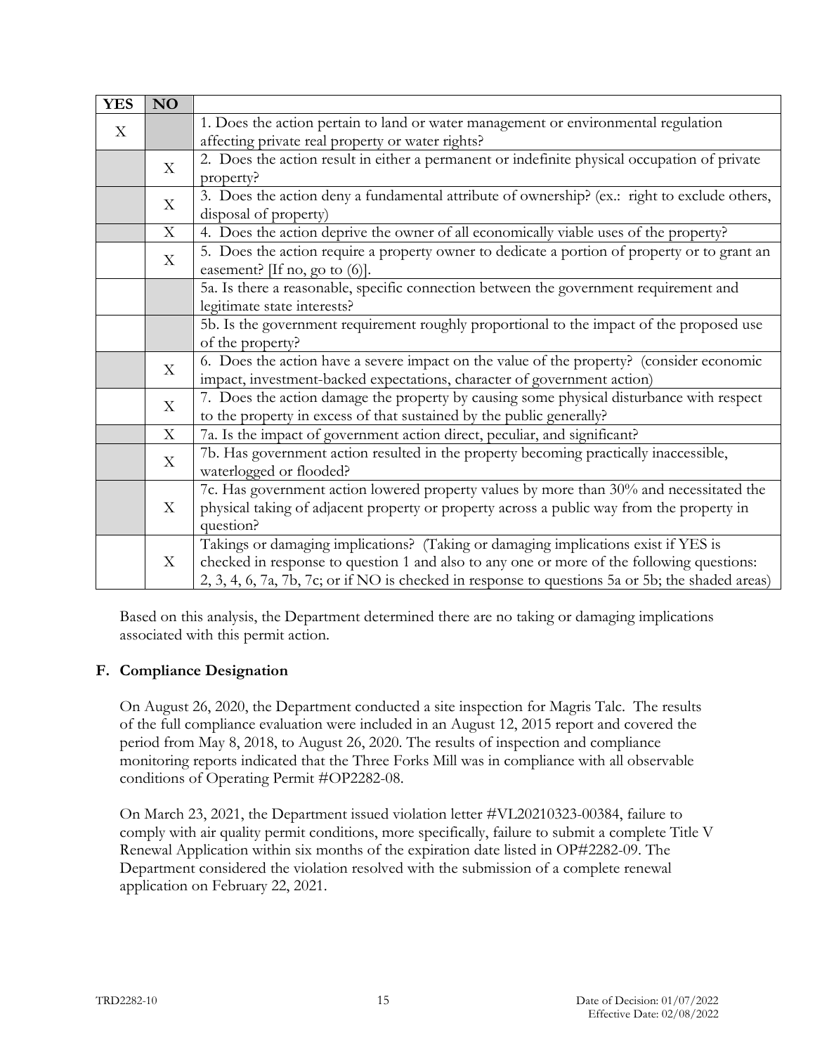| YES | NO | |
|---|---|---|
| X | | 1. Does the action pertain to land or water management or environmental regulation affecting private real property or water rights? |
| | X | 2. Does the action result in either a permanent or indefinite physical occupation of private property? |
| | X | 3. Does the action deny a fundamental attribute of ownership? (ex.: right to exclude others, disposal of property) |
| | X | 4. Does the action deprive the owner of all economically viable uses of the property? |
| | X | 5. Does the action require a property owner to dedicate a portion of property or to grant an easement? [If no, go to (6)]. |
| | | 5a. Is there a reasonable, specific connection between the government requirement and legitimate state interests? |
| | | 5b. Is the government requirement roughly proportional to the impact of the proposed use of the property? |
| | X | 6. Does the action have a severe impact on the value of the property? (consider economic impact, investment-backed expectations, character of government action) |
| | X | 7. Does the action damage the property by causing some physical disturbance with respect to the property in excess of that sustained by the public generally? |
| | X | 7a. Is the impact of government action direct, peculiar, and significant? |
| | X | 7b. Has government action resulted in the property becoming practically inaccessible, waterlogged or flooded? |
| | X | 7c. Has government action lowered property values by more than 30% and necessitated the physical taking of adjacent property or property across a public way from the property in question? |
| | X | Takings or damaging implications? (Taking or damaging implications exist if YES is checked in response to question 1 and also to any one or more of the following questions: 2, 3, 4, 6, 7a, 7b, 7c; or if NO is checked in response to questions 5a or 5b; the shaded areas) |

Based on this analysis, the Department determined there are no taking or damaging implications associated with this permit action.

## F. Compliance Designation

On August 26, 2020, the Department conducted a site inspection for Magris Talc. The results of the full compliance evaluation were included in an August 12, 2015 report and covered the period from May 8, 2018, to August 26, 2020. The results of inspection and compliance monitoring reports indicated that the Three Forks Mill was in compliance with all observable conditions of Operating Permit #OP2282-08.

On March 23, 2021, the Department issued violation letter #VL20210323-00384, failure to comply with air quality permit conditions, more specifically, failure to submit a complete Title V Renewal Application within six months of the expiration date listed in OP#2282-09. The Department considered the violation resolved with the submission of a complete renewal application on February 22, 2021.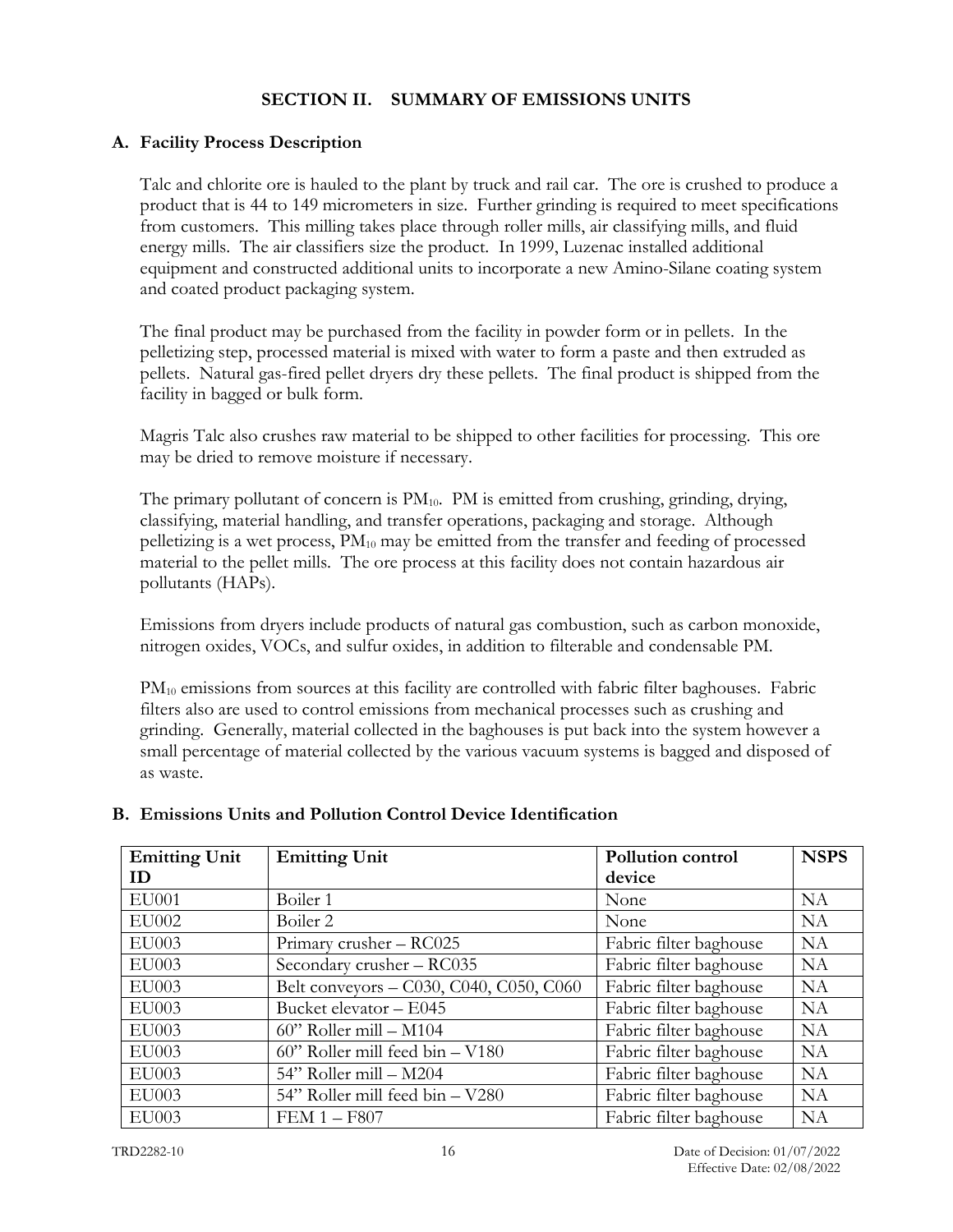## SECTION II. SUMMARY OF EMISSIONS UNITS

### A. Facility Process Description

Talc and chlorite ore is hauled to the plant by truck and rail car. The ore is crushed to produce a product that is 44 to 149 micrometers in size. Further grinding is required to meet specifications from customers. This milling takes place through roller mills, air classifying mills, and fluid energy mills. The air classifiers size the product. In 1999, Luzenac installed additional equipment and constructed additional units to incorporate a new Amino-Silane coating system and coated product packaging system.

The final product may be purchased from the facility in powder form or in pellets. In the pelletizing step, processed material is mixed with water to form a paste and then extruded as pellets. Natural gas-fired pellet dryers dry these pellets. The final product is shipped from the facility in bagged or bulk form.

Magris Talc also crushes raw material to be shipped to other facilities for processing. This ore may be dried to remove moisture if necessary.

The primary pollutant of concern is $PM_{10}$. PM is emitted from crushing, grinding, drying, classifying, material handling, and transfer operations, packaging and storage. Although pelletizing is a wet process, $PM_{10}$ may be emitted from the transfer and feeding of processed material to the pellet mills. The ore process at this facility does not contain hazardous air pollutants (HAPs).

Emissions from dryers include products of natural gas combustion, such as carbon monoxide, nitrogen oxides, VOCs, and sulfur oxides, in addition to filterable and condensable PM.

$PM_{10}$ emissions from sources at this facility are controlled with fabric filter baghouses. Fabric filters also are used to control emissions from mechanical processes such as crushing and grinding. Generally, material collected in the baghouses is put back into the system however a small percentage of material collected by the various vacuum systems is bagged and disposed of as waste.

### B. Emissions Units and Pollution Control Device Identification

| Emitting Unit ID | Emitting Unit | Pollution control device | NSPS |
|---|---|---|---|
| EU001 | Boiler 1 | None | NA |
| EU002 | Boiler 2 | None | NA |
| EU003 | Primary crusher – RC025 | Fabric filter baghouse | NA |
| EU003 | Secondary crusher – RC035 | Fabric filter baghouse | NA |
| EU003 | Belt conveyors – C030, C040, C050, C060 | Fabric filter baghouse | NA |
| EU003 | Bucket elevator – E045 | Fabric filter baghouse | NA |
| EU003 | 60" Roller mill – M104 | Fabric filter baghouse | NA |
| EU003 | 60" Roller mill feed bin – V180 | Fabric filter baghouse | NA |
| EU003 | 54" Roller mill – M204 | Fabric filter baghouse | NA |
| EU003 | 54" Roller mill feed bin – V280 | Fabric filter baghouse | NA |
| EU003 | FEM 1 – F807 | Fabric filter baghouse | NA |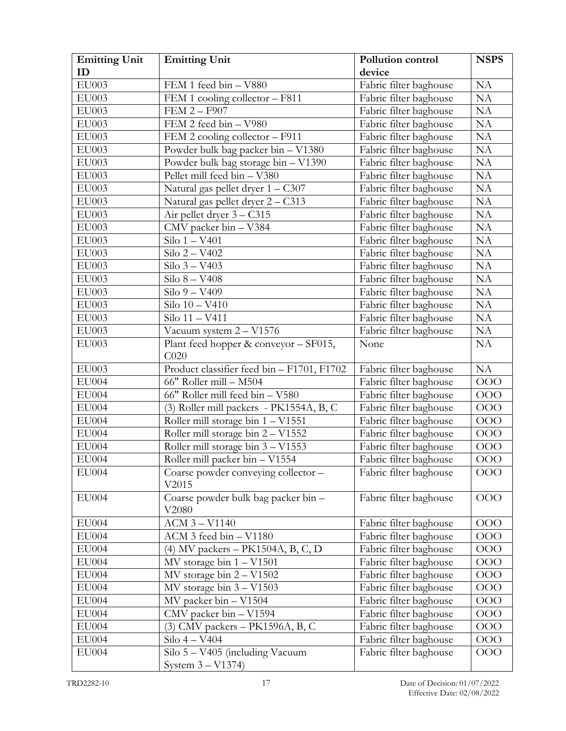| Emitting Unit ID | Emitting Unit | Pollution control device | NSPS |
|---|---|---|---|
| EU003 | FEM 1 feed bin – V880 | Fabric filter baghouse | NA |
| EU003 | FEM 1 cooling collector – F811 | Fabric filter baghouse | NA |
| EU003 | FEM 2 – F907 | Fabric filter baghouse | NA |
| EU003 | FEM 2 feed bin – V980 | Fabric filter baghouse | NA |
| EU003 | FEM 2 cooling collector – F911 | Fabric filter baghouse | NA |
| EU003 | Powder bulk bag packer bin – V1380 | Fabric filter baghouse | NA |
| EU003 | Powder bulk bag storage bin – V1390 | Fabric filter baghouse | NA |
| EU003 | Pellet mill feed bin – V380 | Fabric filter baghouse | NA |
| EU003 | Natural gas pellet dryer 1 – C307 | Fabric filter baghouse | NA |
| EU003 | Natural gas pellet dryer 2 – C313 | Fabric filter baghouse | NA |
| EU003 | Air pellet dryer 3 – C315 | Fabric filter baghouse | NA |
| EU003 | CMV packer bin – V384 | Fabric filter baghouse | NA |
| EU003 | Silo 1 – V401 | Fabric filter baghouse | NA |
| EU003 | Silo 2 – V402 | Fabric filter baghouse | NA |
| EU003 | Silo 3 – V403 | Fabric filter baghouse | NA |
| EU003 | Silo 8 – V408 | Fabric filter baghouse | NA |
| EU003 | Silo 9 – V409 | Fabric filter baghouse | NA |
| EU003 | Silo 10 – V410 | Fabric filter baghouse | NA |
| EU003 | Silo 11 – V411 | Fabric filter baghouse | NA |
| EU003 | Vacuum system 2 – V1576 | Fabric filter baghouse | NA |
| EU003 | Plant feed hopper & conveyor – SF015, C020 | None | NA |
| EU003 | Product classifier feed bin – F1701, F1702 | Fabric filter baghouse | NA |
| EU004 | 66" Roller mill – M504 | Fabric filter baghouse | OOO |
| EU004 | 66" Roller mill feed bin – V580 | Fabric filter baghouse | OOO |
| EU004 | (3) Roller mill packers - PK1554A, B, C | Fabric filter baghouse | OOO |
| EU004 | Roller mill storage bin 1 – V1551 | Fabric filter baghouse | OOO |
| EU004 | Roller mill storage bin 2 – V1552 | Fabric filter baghouse | OOO |
| EU004 | Roller mill storage bin 3 – V1553 | Fabric filter baghouse | OOO |
| EU004 | Roller mill packer bin – V1554 | Fabric filter baghouse | OOO |
| EU004 | Coarse powder conveying collector – V2015 | Fabric filter baghouse | OOO |
| EU004 | Coarse powder bulk bag packer bin – V2080 | Fabric filter baghouse | OOO |
| EU004 | ACM 3 – V1140 | Fabric filter baghouse | OOO |
| EU004 | ACM 3 feed bin – V1180 | Fabric filter baghouse | OOO |
| EU004 | (4) MV packers – PK1504A, B, C, D | Fabric filter baghouse | OOO |
| EU004 | MV storage bin 1 – V1501 | Fabric filter baghouse | OOO |
| EU004 | MV storage bin 2 – V1502 | Fabric filter baghouse | OOO |
| EU004 | MV storage bin 3 – V1503 | Fabric filter baghouse | OOO |
| EU004 | MV packer bin – V1504 | Fabric filter baghouse | OOO |
| EU004 | CMV packer bin – V1594 | Fabric filter baghouse | OOO |
| EU004 | (3) CMV packers – PK1596A, B, C | Fabric filter baghouse | OOO |
| EU004 | Silo 4 – V404 | Fabric filter baghouse | OOO |
| EU004 | Silo 5 – V405 (including Vacuum System 3 – V1374) | Fabric filter baghouse | OOO |

TRD2282-10

Date of Decision: 01/07/2022
Effective Date: 02/08/2022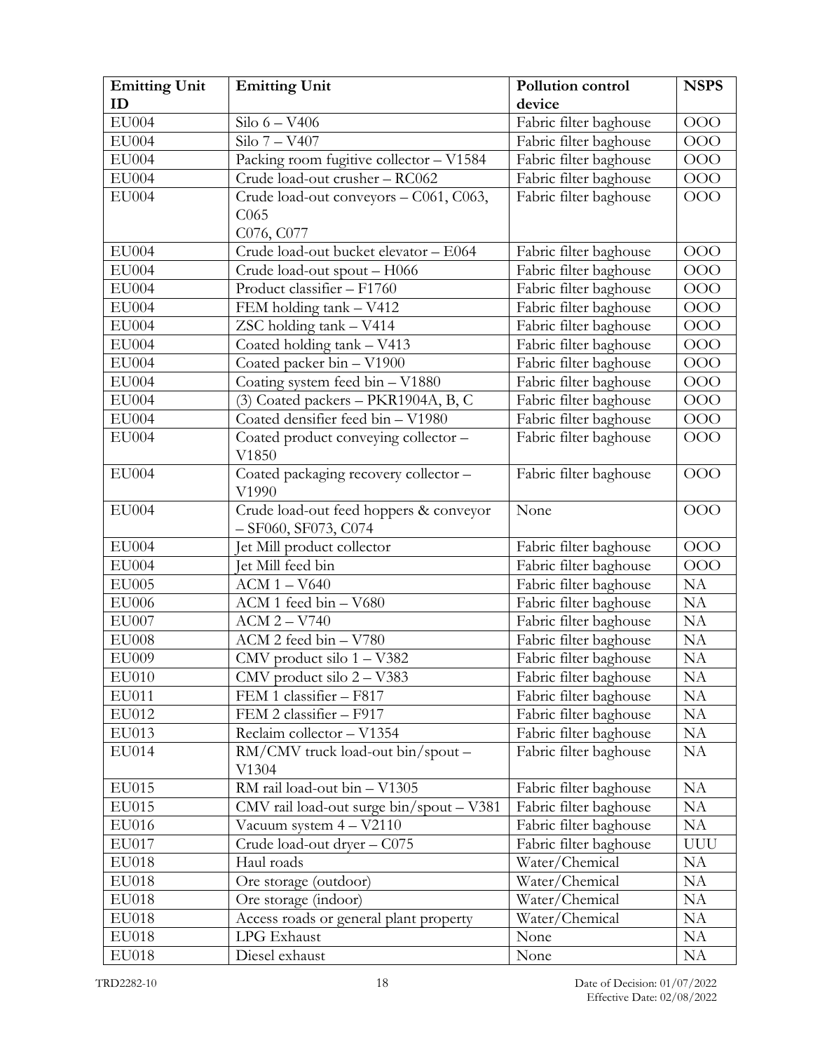| Emitting Unit ID | Emitting Unit | Pollution control device | NSPS |
|---|---|---|---|
| EU004 | Silo 6 – V406 | Fabric filter baghouse | OOO |
| EU004 | Silo 7 – V407 | Fabric filter baghouse | OOO |
| EU004 | Packing room fugitive collector – V1584 | Fabric filter baghouse | OOO |
| EU004 | Crude load-out crusher – RC062 | Fabric filter baghouse | OOO |
| EU004 | Crude load-out conveyors – C061, C063, C065 C076, C077 | Fabric filter baghouse | OOO |
| EU004 | Crude load-out bucket elevator – E064 | Fabric filter baghouse | OOO |
| EU004 | Crude load-out spout – H066 | Fabric filter baghouse | OOO |
| EU004 | Product classifier – F1760 | Fabric filter baghouse | OOO |
| EU004 | FEM holding tank – V412 | Fabric filter baghouse | OOO |
| EU004 | ZSC holding tank – V414 | Fabric filter baghouse | OOO |
| EU004 | Coated holding tank – V413 | Fabric filter baghouse | OOO |
| EU004 | Coated packer bin – V1900 | Fabric filter baghouse | OOO |
| EU004 | Coating system feed bin – V1880 | Fabric filter baghouse | OOO |
| EU004 | (3) Coated packers – PKR1904A, B, C | Fabric filter baghouse | OOO |
| EU004 | Coated densifier feed bin – V1980 | Fabric filter baghouse | OOO |
| EU004 | Coated product conveying collector – V1850 | Fabric filter baghouse | OOO |
| EU004 | Coated packaging recovery collector – V1990 | Fabric filter baghouse | OOO |
| EU004 | Crude load-out feed hoppers & conveyor – SF060, SF073, C074 | None | OOO |
| EU004 | Jet Mill product collector | Fabric filter baghouse | OOO |
| EU004 | Jet Mill feed bin | Fabric filter baghouse | OOO |
| EU005 | ACM 1 – V640 | Fabric filter baghouse | NA |
| EU006 | ACM 1 feed bin – V680 | Fabric filter baghouse | NA |
| EU007 | ACM 2 – V740 | Fabric filter baghouse | NA |
| EU008 | ACM 2 feed bin – V780 | Fabric filter baghouse | NA |
| EU009 | CMV product silo 1 – V382 | Fabric filter baghouse | NA |
| EU010 | CMV product silo 2 – V383 | Fabric filter baghouse | NA |
| EU011 | FEM 1 classifier – F817 | Fabric filter baghouse | NA |
| EU012 | FEM 2 classifier – F917 | Fabric filter baghouse | NA |
| EU013 | Reclaim collector – V1354 | Fabric filter baghouse | NA |
| EU014 | RM/CMV truck load-out bin/spout – V1304 | Fabric filter baghouse | NA |
| EU015 | RM rail load-out bin – V1305 | Fabric filter baghouse | NA |
| EU015 | CMV rail load-out surge bin/spout – V381 | Fabric filter baghouse | NA |
| EU016 | Vacuum system 4 – V2110 | Fabric filter baghouse | NA |
| EU017 | Crude load-out dryer – C075 | Fabric filter baghouse | UUU |
| EU018 | Haul roads | Water/Chemical | NA |
| EU018 | Ore storage (outdoor) | Water/Chemical | NA |
| EU018 | Ore storage (indoor) | Water/Chemical | NA |
| EU018 | Access roads or general plant property | Water/Chemical | NA |
| EU018 | LPG Exhaust | None | NA |
| EU018 | Diesel exhaust | None | NA |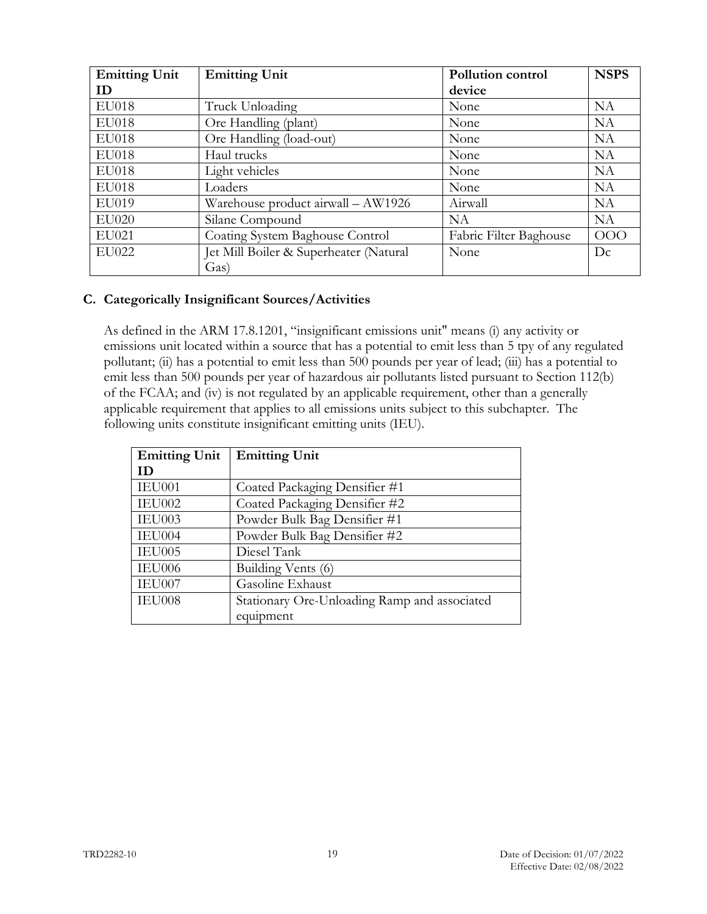| Emitting Unit ID | Emitting Unit | Pollution control device | NSPS |
| --- | --- | --- | --- |
| EU018 | Truck Unloading | None | NA |
| EU018 | Ore Handling (plant) | None | NA |
| EU018 | Ore Handling (load-out) | None | NA |
| EU018 | Haul trucks | None | NA |
| EU018 | Light vehicles | None | NA |
| EU018 | Loaders | None | NA |
| EU019 | Warehouse product airwall – AW1926 | Airwall | NA |
| EU020 | Silane Compound | NA | NA |
| EU021 | Coating System Baghouse Control | Fabric Filter Baghouse | OOO |
| EU022 | Jet Mill Boiler & Superheater (Natural Gas) | None | Dc |

### C. Categorically Insignificant Sources/Activities

As defined in the ARM 17.8.1201, "insignificant emissions unit" means (i) any activity or emissions unit located within a source that has a potential to emit less than 5 tpy of any regulated pollutant; (ii) has a potential to emit less than 500 pounds per year of lead; (iii) has a potential to emit less than 500 pounds per year of hazardous air pollutants listed pursuant to Section 112(b) of the FCAA; and (iv) is not regulated by an applicable requirement, other than a generally applicable requirement that applies to all emissions units subject to this subchapter. The following units constitute insignificant emitting units (IEU).

| Emitting Unit ID | Emitting Unit |
| --- | --- |
| IEU001 | Coated Packaging Densifier #1 |
| IEU002 | Coated Packaging Densifier #2 |
| IEU003 | Powder Bulk Bag Densifier #1 |
| IEU004 | Powder Bulk Bag Densifier #2 |
| IEU005 | Diesel Tank |
| IEU006 | Building Vents (6) |
| IEU007 | Gasoline Exhaust |
| IEU008 | Stationary Ore-Unloading Ramp and associated equipment |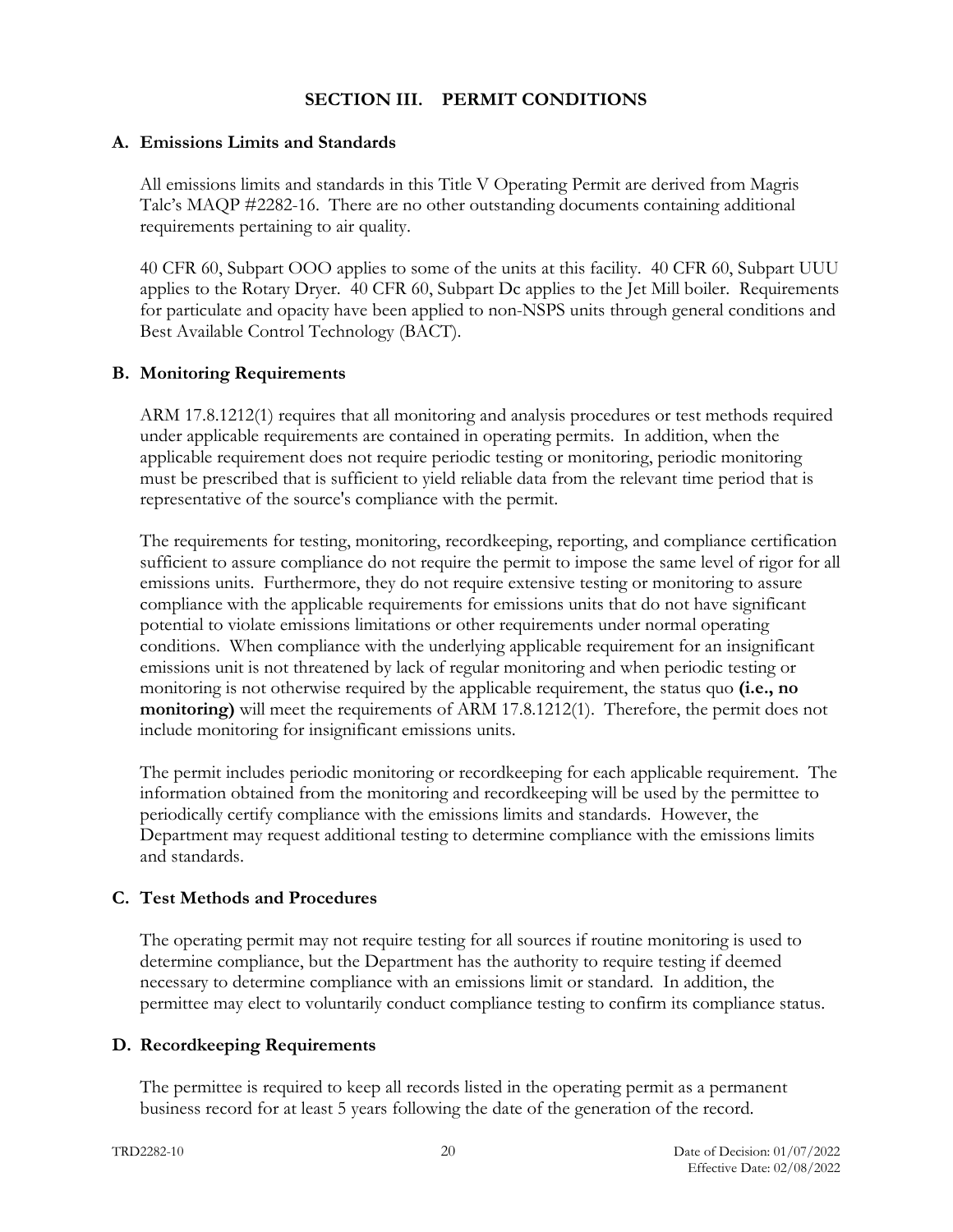## SECTION III. PERMIT CONDITIONS

### A. Emissions Limits and Standards

All emissions limits and standards in this Title V Operating Permit are derived from Magris Talc's MAQP #2282-16. There are no other outstanding documents containing additional requirements pertaining to air quality.

40 CFR 60, Subpart OOO applies to some of the units at this facility. 40 CFR 60, Subpart UUU applies to the Rotary Dryer. 40 CFR 60, Subpart Dc applies to the Jet Mill boiler. Requirements for particulate and opacity have been applied to non-NSPS units through general conditions and Best Available Control Technology (BACT).

### B. Monitoring Requirements

ARM 17.8.1212(1) requires that all monitoring and analysis procedures or test methods required under applicable requirements are contained in operating permits. In addition, when the applicable requirement does not require periodic testing or monitoring, periodic monitoring must be prescribed that is sufficient to yield reliable data from the relevant time period that is representative of the source's compliance with the permit.

The requirements for testing, monitoring, recordkeeping, reporting, and compliance certification sufficient to assure compliance do not require the permit to impose the same level of rigor for all emissions units. Furthermore, they do not require extensive testing or monitoring to assure compliance with the applicable requirements for emissions units that do not have significant potential to violate emissions limitations or other requirements under normal operating conditions. When compliance with the underlying applicable requirement for an insignificant emissions unit is not threatened by lack of regular monitoring and when periodic testing or monitoring is not otherwise required by the applicable requirement, the status quo **(i.e., no monitoring)** will meet the requirements of ARM 17.8.1212(1). Therefore, the permit does not include monitoring for insignificant emissions units.

The permit includes periodic monitoring or recordkeeping for each applicable requirement. The information obtained from the monitoring and recordkeeping will be used by the permittee to periodically certify compliance with the emissions limits and standards. However, the Department may request additional testing to determine compliance with the emissions limits and standards.

### C. Test Methods and Procedures

The operating permit may not require testing for all sources if routine monitoring is used to determine compliance, but the Department has the authority to require testing if deemed necessary to determine compliance with an emissions limit or standard. In addition, the permittee may elect to voluntarily conduct compliance testing to confirm its compliance status.

### D. Recordkeeping Requirements

The permittee is required to keep all records listed in the operating permit as a permanent business record for at least 5 years following the date of the generation of the record.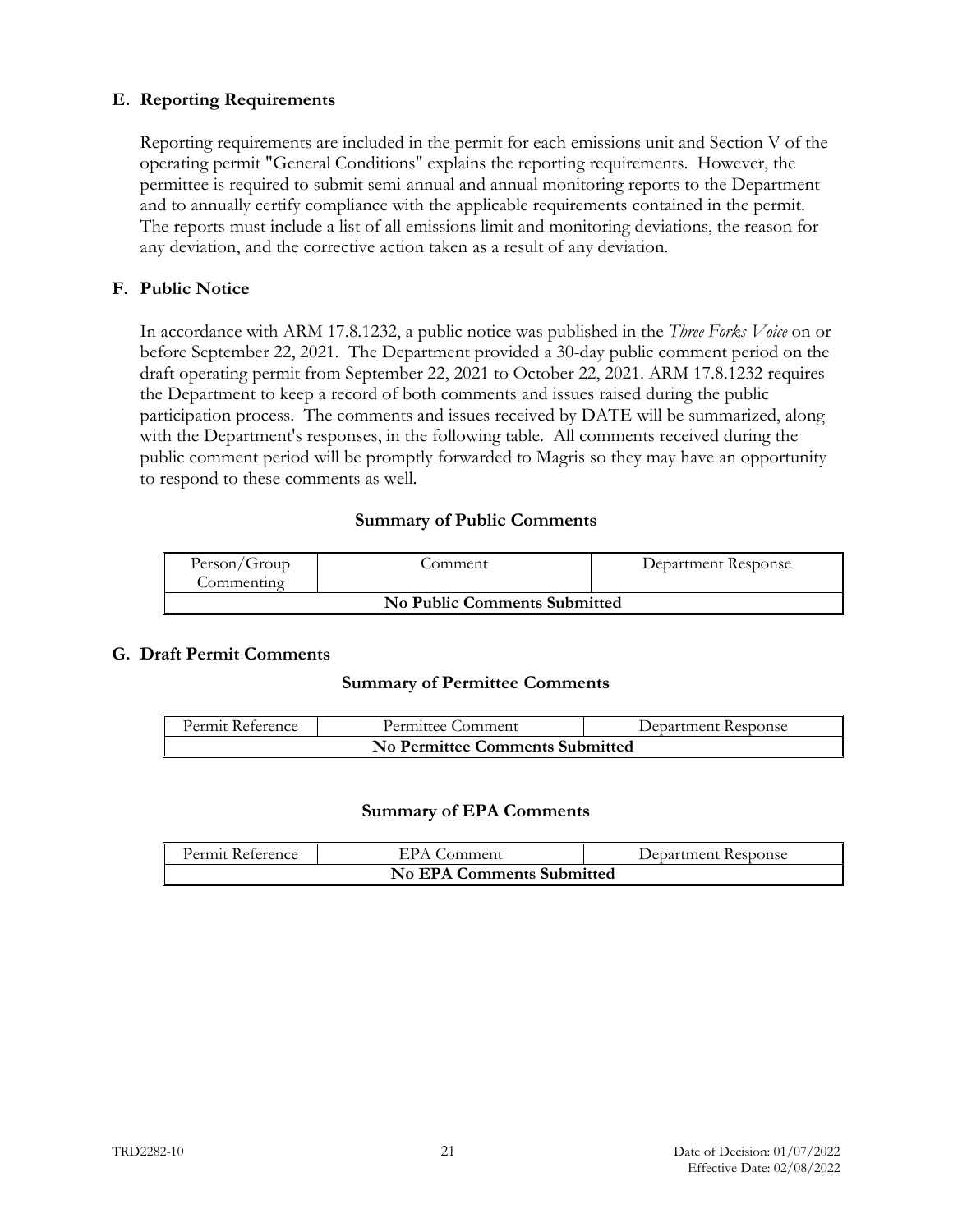### E. Reporting Requirements

Reporting requirements are included in the permit for each emissions unit and Section V of the operating permit "General Conditions" explains the reporting requirements. However, the permittee is required to submit semi-annual and annual monitoring reports to the Department and to annually certify compliance with the applicable requirements contained in the permit. The reports must include a list of all emissions limit and monitoring deviations, the reason for any deviation, and the corrective action taken as a result of any deviation.

### F. Public Notice

In accordance with ARM 17.8.1232, a public notice was published in the *Three Forks Voice* on or before September 22, 2021. The Department provided a 30-day public comment period on the draft operating permit from September 22, 2021 to October 22, 2021. ARM 17.8.1232 requires the Department to keep a record of both comments and issues raised during the public participation process. The comments and issues received by DATE will be summarized, along with the Department's responses, in the following table. All comments received during the public comment period will be promptly forwarded to Magris so they may have an opportunity to respond to these comments as well.

**Summary of Public Comments**

| Person/Group Commenting | Comment | Department Response |
|---|---|---|
| **No Public Comments Submitted** | | |

### G. Draft Permit Comments

**Summary of Permittee Comments**

| Permit Reference | Permittee Comment | Department Response |
|---|---|---|
| **No Permittee Comments Submitted** | | |

**Summary of EPA Comments**

| Permit Reference | EPA Comment | Department Response |
|---|---|---|
| **No EPA Comments Submitted** | | |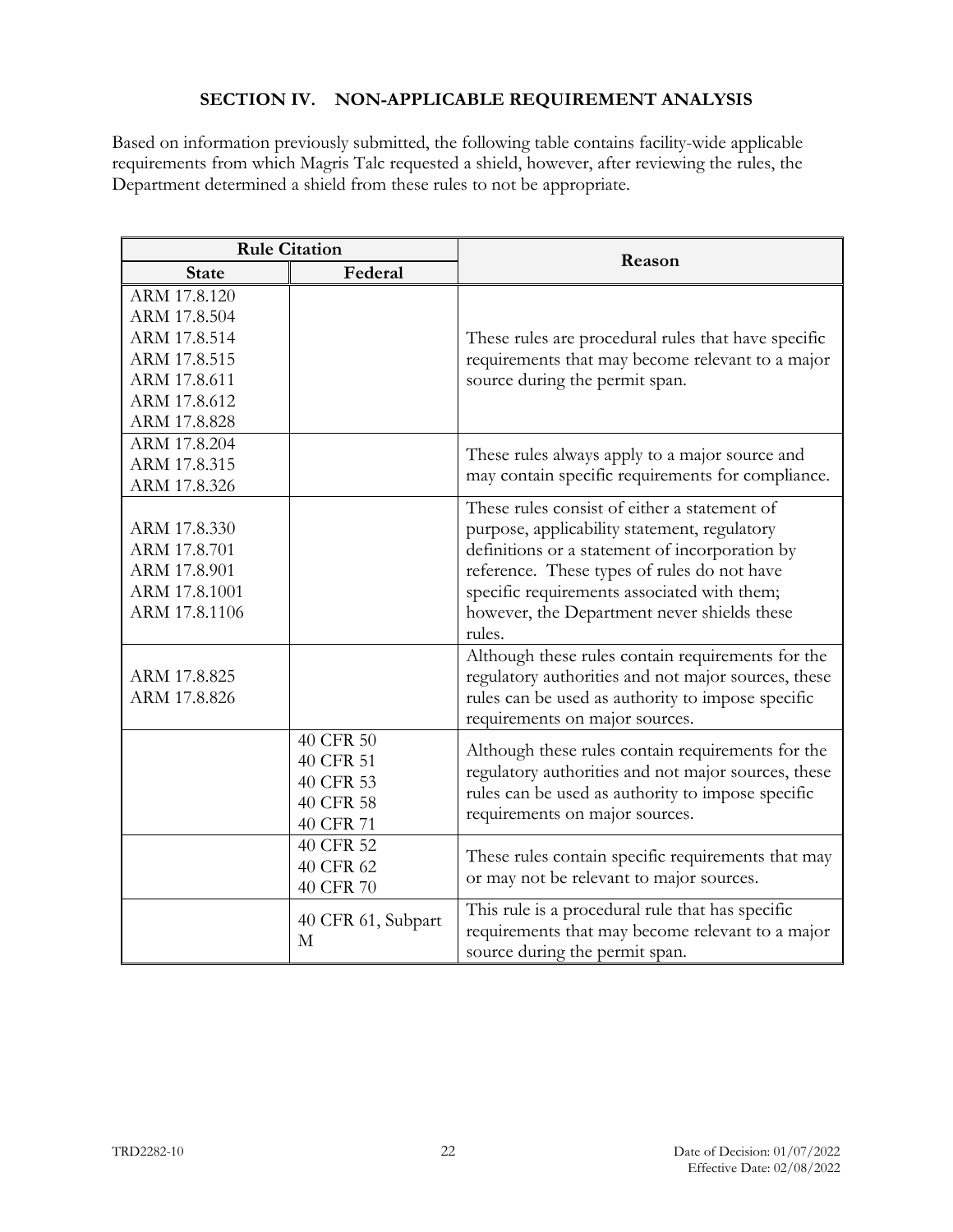## SECTION IV. NON-APPLICABLE REQUIREMENT ANALYSIS

Based on information previously submitted, the following table contains facility-wide applicable requirements from which Magris Talc requested a shield, however, after reviewing the rules, the Department determined a shield from these rules to not be appropriate.

| Rule Citation | | Reason |
|---|---|---|
| **State** | **Federal** | |
| ARM 17.8.120<br>ARM 17.8.504<br>ARM 17.8.514<br>ARM 17.8.515<br>ARM 17.8.611<br>ARM 17.8.612<br>ARM 17.8.828 | | These rules are procedural rules that have specific requirements that may become relevant to a major source during the permit span. |
| ARM 17.8.204<br>ARM 17.8.315<br>ARM 17.8.326 | | These rules always apply to a major source and may contain specific requirements for compliance. |
| ARM 17.8.330<br>ARM 17.8.701<br>ARM 17.8.901<br>ARM 17.8.1001<br>ARM 17.8.1106 | | These rules consist of either a statement of purpose, applicability statement, regulatory definitions or a statement of incorporation by reference. These types of rules do not have specific requirements associated with them; however, the Department never shields these rules. |
| ARM 17.8.825<br>ARM 17.8.826 | | Although these rules contain requirements for the regulatory authorities and not major sources, these rules can be used as authority to impose specific requirements on major sources. |
| | 40 CFR 50<br>40 CFR 51<br>40 CFR 53<br>40 CFR 58<br>40 CFR 71 | Although these rules contain requirements for the regulatory authorities and not major sources, these rules can be used as authority to impose specific requirements on major sources. |
| | 40 CFR 52<br>40 CFR 62<br>40 CFR 70 | These rules contain specific requirements that may or may not be relevant to major sources. |
| | 40 CFR 61, Subpart M | This rule is a procedural rule that has specific requirements that may become relevant to a major source during the permit span. |

TRD2282-10

Date of Decision: 01/07/2022
Effective Date: 02/08/2022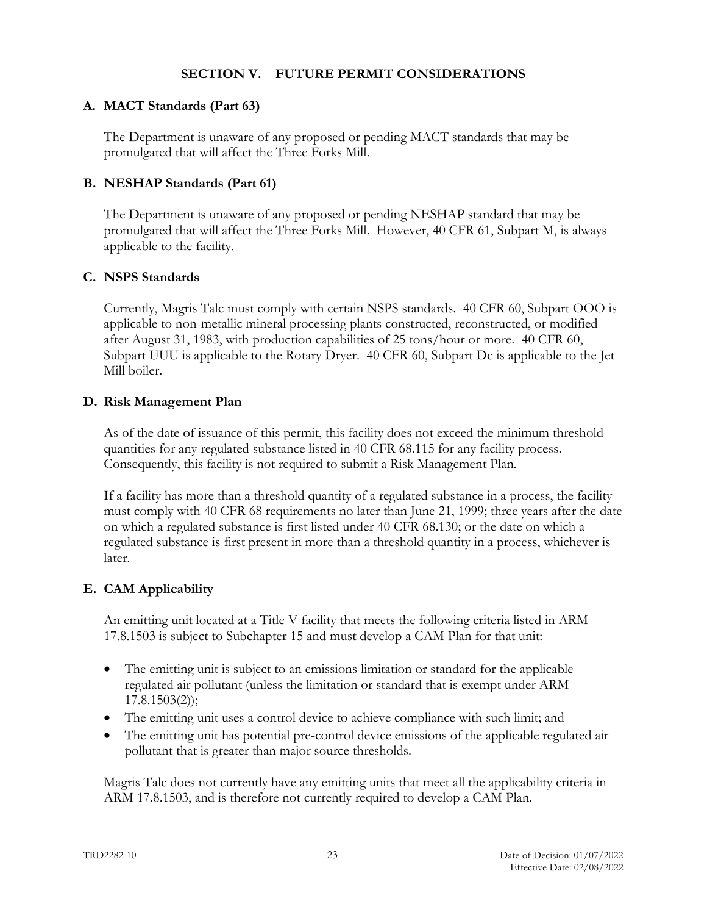## SECTION V. FUTURE PERMIT CONSIDERATIONS

### A. MACT Standards (Part 63)

The Department is unaware of any proposed or pending MACT standards that may be promulgated that will affect the Three Forks Mill.

### B. NESHAP Standards (Part 61)

The Department is unaware of any proposed or pending NESHAP standard that may be promulgated that will affect the Three Forks Mill. However, 40 CFR 61, Subpart M, is always applicable to the facility.

### C. NSPS Standards

Currently, Magris Talc must comply with certain NSPS standards. 40 CFR 60, Subpart OOO is applicable to non-metallic mineral processing plants constructed, reconstructed, or modified after August 31, 1983, with production capabilities of 25 tons/hour or more. 40 CFR 60, Subpart UUU is applicable to the Rotary Dryer. 40 CFR 60, Subpart Dc is applicable to the Jet Mill boiler.

### D. Risk Management Plan

As of the date of issuance of this permit, this facility does not exceed the minimum threshold quantities for any regulated substance listed in 40 CFR 68.115 for any facility process. Consequently, this facility is not required to submit a Risk Management Plan.

If a facility has more than a threshold quantity of a regulated substance in a process, the facility must comply with 40 CFR 68 requirements no later than June 21, 1999; three years after the date on which a regulated substance is first listed under 40 CFR 68.130; or the date on which a regulated substance is first present in more than a threshold quantity in a process, whichever is later.

### E. CAM Applicability

An emitting unit located at a Title V facility that meets the following criteria listed in ARM 17.8.1503 is subject to Subchapter 15 and must develop a CAM Plan for that unit:

- The emitting unit is subject to an emissions limitation or standard for the applicable regulated air pollutant (unless the limitation or standard that is exempt under ARM 17.8.1503(2));
- The emitting unit uses a control device to achieve compliance with such limit; and
- The emitting unit has potential pre-control device emissions of the applicable regulated air pollutant that is greater than major source thresholds.

Magris Talc does not currently have any emitting units that meet all the applicability criteria in ARM 17.8.1503, and is therefore not currently required to develop a CAM Plan.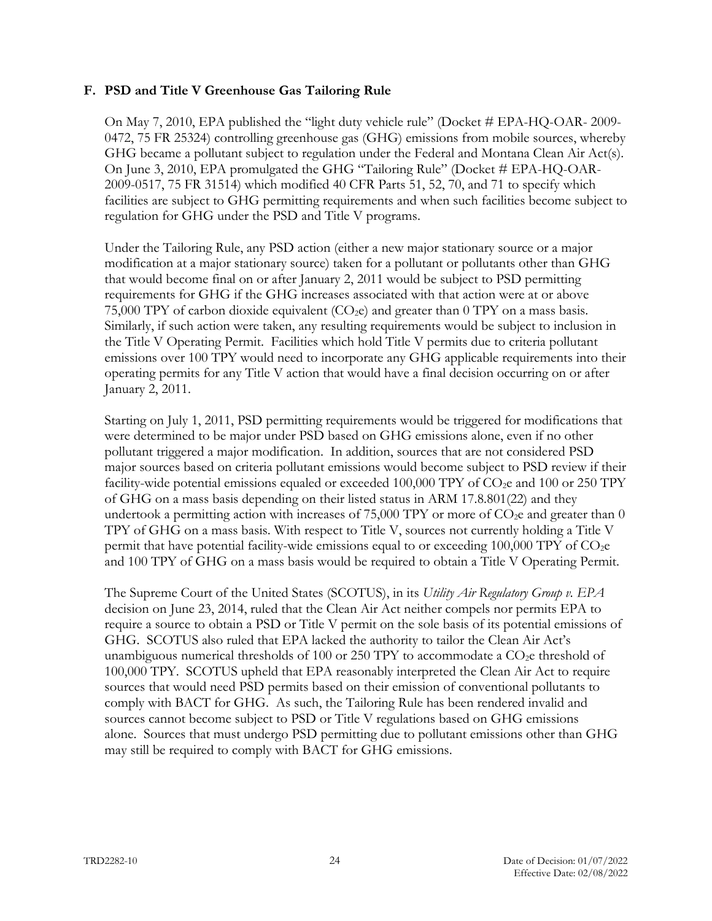### F. PSD and Title V Greenhouse Gas Tailoring Rule

On May 7, 2010, EPA published the "light duty vehicle rule" (Docket # EPA-HQ-OAR- 2009-0472, 75 FR 25324) controlling greenhouse gas (GHG) emissions from mobile sources, whereby GHG became a pollutant subject to regulation under the Federal and Montana Clean Air Act(s). On June 3, 2010, EPA promulgated the GHG "Tailoring Rule" (Docket # EPA-HQ-OAR-2009-0517, 75 FR 31514) which modified 40 CFR Parts 51, 52, 70, and 71 to specify which facilities are subject to GHG permitting requirements and when such facilities become subject to regulation for GHG under the PSD and Title V programs.

Under the Tailoring Rule, any PSD action (either a new major stationary source or a major modification at a major stationary source) taken for a pollutant or pollutants other than GHG that would become final on or after January 2, 2011 would be subject to PSD permitting requirements for GHG if the GHG increases associated with that action were at or above 75,000 TPY of carbon dioxide equivalent ($CO_2e$) and greater than 0 TPY on a mass basis. Similarly, if such action were taken, any resulting requirements would be subject to inclusion in the Title V Operating Permit. Facilities which hold Title V permits due to criteria pollutant emissions over 100 TPY would need to incorporate any GHG applicable requirements into their operating permits for any Title V action that would have a final decision occurring on or after January 2, 2011.

Starting on July 1, 2011, PSD permitting requirements would be triggered for modifications that were determined to be major under PSD based on GHG emissions alone, even if no other pollutant triggered a major modification. In addition, sources that are not considered PSD major sources based on criteria pollutant emissions would become subject to PSD review if their facility-wide potential emissions equaled or exceeded 100,000 TPY of $CO_2e$ and 100 or 250 TPY of GHG on a mass basis depending on their listed status in ARM 17.8.801(22) and they undertook a permitting action with increases of 75,000 TPY or more of $CO_2e$ and greater than 0 TPY of GHG on a mass basis. With respect to Title V, sources not currently holding a Title V permit that have potential facility-wide emissions equal to or exceeding 100,000 TPY of $CO_2e$ and 100 TPY of GHG on a mass basis would be required to obtain a Title V Operating Permit.

The Supreme Court of the United States (SCOTUS), in its *Utility Air Regulatory Group v. EPA* decision on June 23, 2014, ruled that the Clean Air Act neither compels nor permits EPA to require a source to obtain a PSD or Title V permit on the sole basis of its potential emissions of GHG. SCOTUS also ruled that EPA lacked the authority to tailor the Clean Air Act's unambiguous numerical thresholds of 100 or 250 TPY to accommodate a $CO_2e$ threshold of 100,000 TPY. SCOTUS upheld that EPA reasonably interpreted the Clean Air Act to require sources that would need PSD permits based on their emission of conventional pollutants to comply with BACT for GHG. As such, the Tailoring Rule has been rendered invalid and sources cannot become subject to PSD or Title V regulations based on GHG emissions alone. Sources that must undergo PSD permitting due to pollutant emissions other than GHG may still be required to comply with BACT for GHG emissions.